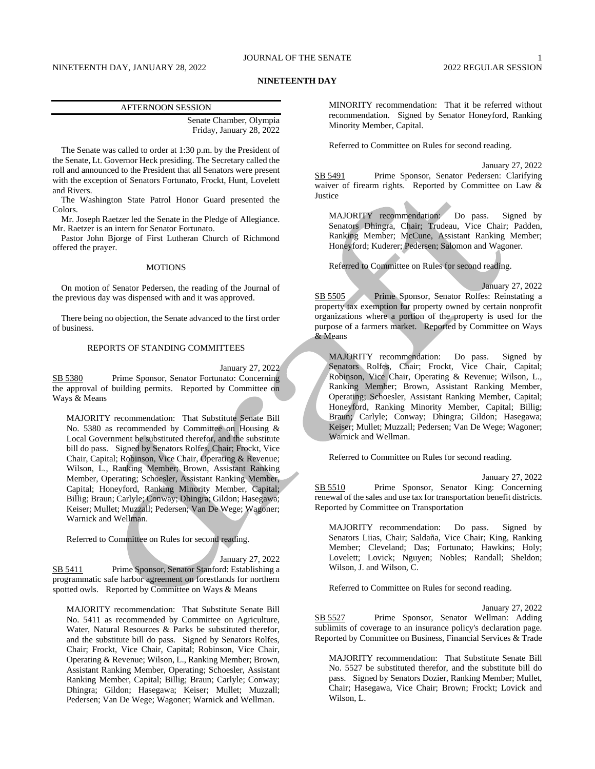# NINETEENTH DAY

## AFTERNOON SESSION

Senate Chamber, Olympia
Friday, January 28, 2022

The Senate was called to order at 1:30 p.m. by the President of the Senate, Lt. Governor Heck presiding. The Secretary called the roll and announced to the President that all Senators were present with the exception of Senators Fortunato, Frockt, Hunt, Lovelett and Rivers.

The Washington State Patrol Honor Guard presented the Colors.

Mr. Joseph Raetzer led the Senate in the Pledge of Allegiance. Mr. Raetzer is an intern for Senator Fortunato.

Pastor John Bjorge of First Lutheran Church of Richmond offered the prayer.

### MOTIONS

On motion of Senator Pedersen, the reading of the Journal of the previous day was dispensed with and it was approved.

There being no objection, the Senate advanced to the first order of business.

### REPORTS OF STANDING COMMITTEES

January 27, 2022

SB 5380 Prime Sponsor, Senator Fortunato: Concerning the approval of building permits. Reported by Committee on Ways & Means

MAJORITY recommendation: That Substitute Senate Bill No. 5380 as recommended by Committee on Housing & Local Government be substituted therefor, and the substitute bill do pass. Signed by Senators Rolfes, Chair; Frockt, Vice Chair, Capital; Robinson, Vice Chair, Operating & Revenue; Wilson, L., Ranking Member; Brown, Assistant Ranking Member, Operating; Schoesler, Assistant Ranking Member, Capital; Honeyford, Ranking Minority Member, Capital; Billig; Braun; Carlyle; Conway; Dhingra; Gildon; Hasegawa; Keiser; Mullet; Muzzall; Pedersen; Van De Wege; Wagoner; Warnick and Wellman.

Referred to Committee on Rules for second reading.

January 27, 2022

SB 5411 Prime Sponsor, Senator Stanford: Establishing a programmatic safe harbor agreement on forestlands for northern spotted owls. Reported by Committee on Ways & Means

MAJORITY recommendation: That Substitute Senate Bill No. 5411 as recommended by Committee on Agriculture, Water, Natural Resources & Parks be substituted therefor, and the substitute bill do pass. Signed by Senators Rolfes, Chair; Frockt, Vice Chair, Capital; Robinson, Vice Chair, Operating & Revenue; Wilson, L., Ranking Member; Brown, Assistant Ranking Member, Operating; Schoesler, Assistant Ranking Member, Capital; Billig; Braun; Carlyle; Conway; Dhingra; Gildon; Hasegawa; Keiser; Mullet; Muzzall; Pedersen; Van De Wege; Wagoner; Warnick and Wellman.

MINORITY recommendation: That it be referred without recommendation. Signed by Senator Honeyford, Ranking Minority Member, Capital.

Referred to Committee on Rules for second reading.

January 27, 2022

SB 5491 Prime Sponsor, Senator Pedersen: Clarifying waiver of firearm rights. Reported by Committee on Law & Justice

MAJORITY recommendation: Do pass. Signed by Senators Dhingra, Chair; Trudeau, Vice Chair; Padden, Ranking Member; McCune, Assistant Ranking Member; Honeyford; Kuderer; Pedersen; Salomon and Wagoner.

Referred to Committee on Rules for second reading.

January 27, 2022

SB 5505 Prime Sponsor, Senator Rolfes: Reinstating a property tax exemption for property owned by certain nonprofit organizations where a portion of the property is used for the purpose of a farmers market. Reported by Committee on Ways & Means

MAJORITY recommendation: Do pass. Signed by Senators Rolfes, Chair; Frockt, Vice Chair, Capital; Robinson, Vice Chair, Operating & Revenue; Wilson, L., Ranking Member; Brown, Assistant Ranking Member, Operating; Schoesler, Assistant Ranking Member, Capital; Honeyford, Ranking Minority Member, Capital; Billig; Braun; Carlyle; Conway; Dhingra; Gildon; Hasegawa; Keiser; Mullet; Muzzall; Pedersen; Van De Wege; Wagoner; Warnick and Wellman.

Referred to Committee on Rules for second reading.

January 27, 2022

SB 5510 Prime Sponsor, Senator King: Concerning renewal of the sales and use tax for transportation benefit districts. Reported by Committee on Transportation

MAJORITY recommendation: Do pass. Signed by Senators Liias, Chair; Saldaña, Vice Chair; King, Ranking Member; Cleveland; Das; Fortunato; Hawkins; Holy; Lovelett; Lovick; Nguyen; Nobles; Randall; Sheldon; Wilson, J. and Wilson, C.

Referred to Committee on Rules for second reading.

January 27, 2022

SB 5527 Prime Sponsor, Senator Wellman: Adding sublimits of coverage to an insurance policy's declaration page. Reported by Committee on Business, Financial Services & Trade

MAJORITY recommendation: That Substitute Senate Bill No. 5527 be substituted therefor, and the substitute bill do pass. Signed by Senators Dozier, Ranking Member; Mullet, Chair; Hasegawa, Vice Chair; Brown; Frockt; Lovick and Wilson, L.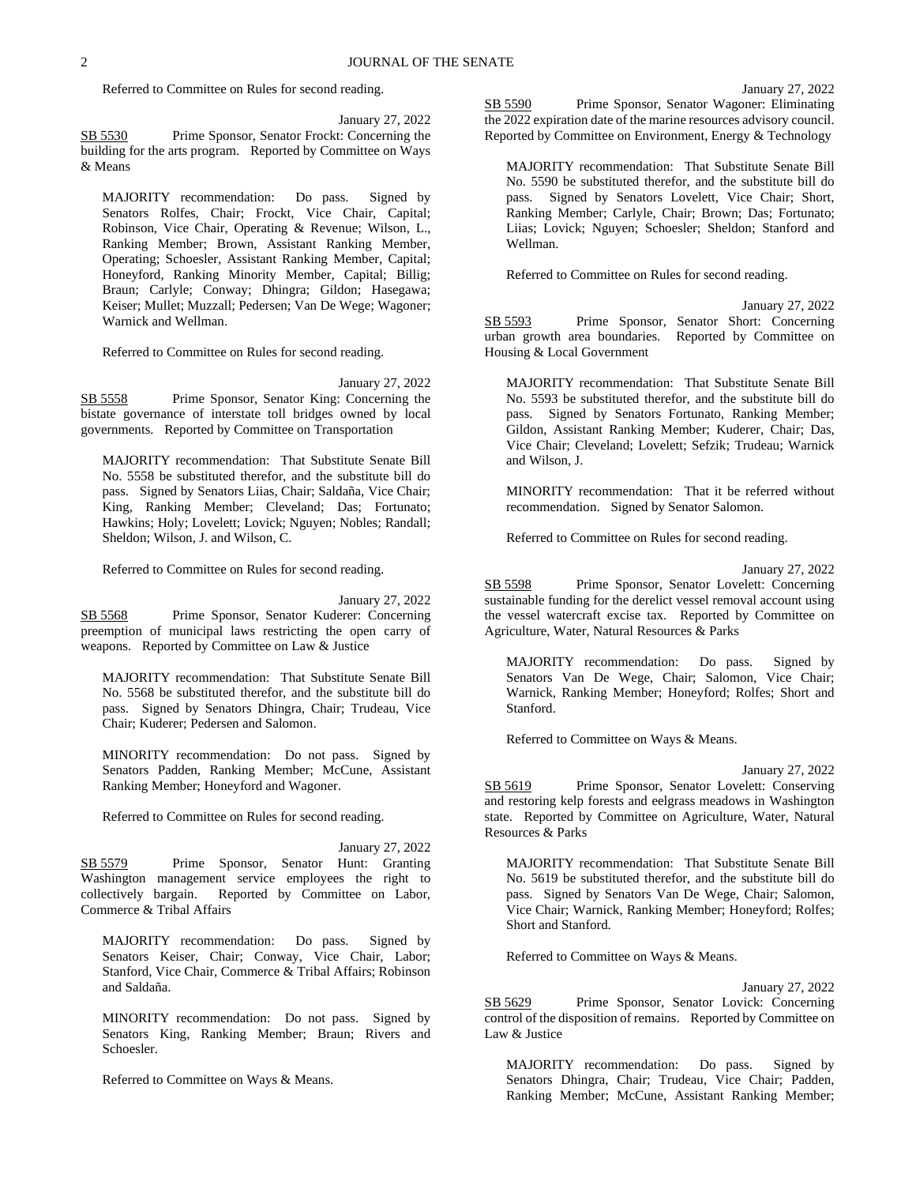Referred to Committee on Rules for second reading.

January 27, 2022

SB 5530 Prime Sponsor, Senator Frockt: Concerning the building for the arts program. Reported by Committee on Ways & Means

MAJORITY recommendation: Do pass. Signed by Senators Rolfes, Chair; Frockt, Vice Chair, Capital; Robinson, Vice Chair, Operating & Revenue; Wilson, L., Ranking Member; Brown, Assistant Ranking Member, Operating; Schoesler, Assistant Ranking Member, Capital; Honeyford, Ranking Minority Member, Capital; Billig; Braun; Carlyle; Conway; Dhingra; Gildon; Hasegawa; Keiser; Mullet; Muzzall; Pedersen; Van De Wege; Wagoner; Warnick and Wellman.

Referred to Committee on Rules for second reading.

January 27, 2022

SB 5558 Prime Sponsor, Senator King: Concerning the bistate governance of interstate toll bridges owned by local governments. Reported by Committee on Transportation

MAJORITY recommendation: That Substitute Senate Bill No. 5558 be substituted therefor, and the substitute bill do pass. Signed by Senators Liias, Chair; Saldaña, Vice Chair; King, Ranking Member; Cleveland; Das; Fortunato; Hawkins; Holy; Lovelett; Lovick; Nguyen; Nobles; Randall; Sheldon; Wilson, J. and Wilson, C.

Referred to Committee on Rules for second reading.

January 27, 2022

SB 5568 Prime Sponsor, Senator Kuderer: Concerning preemption of municipal laws restricting the open carry of weapons. Reported by Committee on Law & Justice

MAJORITY recommendation: That Substitute Senate Bill No. 5568 be substituted therefor, and the substitute bill do pass. Signed by Senators Dhingra, Chair; Trudeau, Vice Chair; Kuderer; Pedersen and Salomon.

MINORITY recommendation: Do not pass. Signed by Senators Padden, Ranking Member; McCune, Assistant Ranking Member; Honeyford and Wagoner.

Referred to Committee on Rules for second reading.

January 27, 2022

SB 5579 Prime Sponsor, Senator Hunt: Granting Washington management service employees the right to collectively bargain. Reported by Committee on Labor, Commerce & Tribal Affairs

MAJORITY recommendation: Do pass. Signed by Senators Keiser, Chair; Conway, Vice Chair, Labor; Stanford, Vice Chair, Commerce & Tribal Affairs; Robinson and Saldaña.

MINORITY recommendation: Do not pass. Signed by Senators King, Ranking Member; Braun; Rivers and Schoesler.

Referred to Committee on Ways & Means.

January 27, 2022

SB 5590 Prime Sponsor, Senator Wagoner: Eliminating the 2022 expiration date of the marine resources advisory council. Reported by Committee on Environment, Energy & Technology

MAJORITY recommendation: That Substitute Senate Bill No. 5590 be substituted therefor, and the substitute bill do pass. Signed by Senators Lovelett, Vice Chair; Short, Ranking Member; Carlyle, Chair; Brown; Das; Fortunato; Liias; Lovick; Nguyen; Schoesler; Sheldon; Stanford and Wellman.

Referred to Committee on Rules for second reading.

January 27, 2022

SB 5593 Prime Sponsor, Senator Short: Concerning urban growth area boundaries. Reported by Committee on Housing & Local Government

MAJORITY recommendation: That Substitute Senate Bill No. 5593 be substituted therefor, and the substitute bill do pass. Signed by Senators Fortunato, Ranking Member; Gildon, Assistant Ranking Member; Kuderer, Chair; Das, Vice Chair; Cleveland; Lovelett; Sefzik; Trudeau; Warnick and Wilson, J.

MINORITY recommendation: That it be referred without recommendation. Signed by Senator Salomon.

Referred to Committee on Rules for second reading.

January 27, 2022

SB 5598 Prime Sponsor, Senator Lovelett: Concerning sustainable funding for the derelict vessel removal account using the vessel watercraft excise tax. Reported by Committee on Agriculture, Water, Natural Resources & Parks

MAJORITY recommendation: Do pass. Signed by Senators Van De Wege, Chair; Salomon, Vice Chair; Warnick, Ranking Member; Honeyford; Rolfes; Short and Stanford.

Referred to Committee on Ways & Means.

January 27, 2022

SB 5619 Prime Sponsor, Senator Lovelett: Conserving and restoring kelp forests and eelgrass meadows in Washington state. Reported by Committee on Agriculture, Water, Natural Resources & Parks

MAJORITY recommendation: That Substitute Senate Bill No. 5619 be substituted therefor, and the substitute bill do pass. Signed by Senators Van De Wege, Chair; Salomon, Vice Chair; Warnick, Ranking Member; Honeyford; Rolfes; Short and Stanford.

Referred to Committee on Ways & Means.

January 27, 2022

SB 5629 Prime Sponsor, Senator Lovick: Concerning control of the disposition of remains. Reported by Committee on Law & Justice

MAJORITY recommendation: Do pass. Signed by Senators Dhingra, Chair; Trudeau, Vice Chair; Padden, Ranking Member; McCune, Assistant Ranking Member;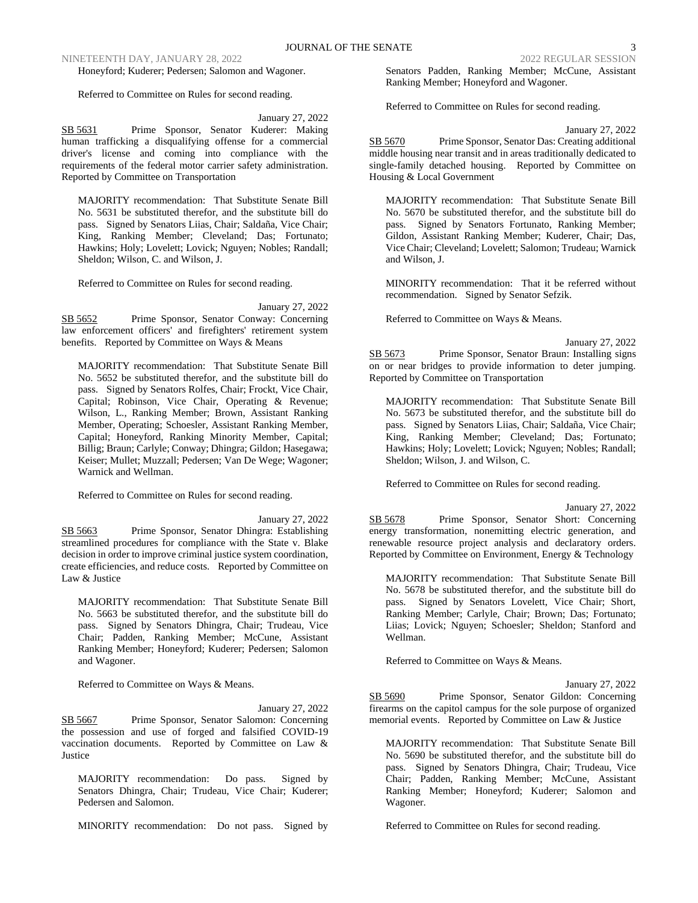Honeyford; Kuderer; Pedersen; Salomon and Wagoner.

Referred to Committee on Rules for second reading.

January 27, 2022

SB 5631 Prime Sponsor, Senator Kuderer: Making human trafficking a disqualifying offense for a commercial driver's license and coming into compliance with the requirements of the federal motor carrier safety administration. Reported by Committee on Transportation

MAJORITY recommendation: That Substitute Senate Bill No. 5631 be substituted therefor, and the substitute bill do pass. Signed by Senators Liias, Chair; Saldaña, Vice Chair; King, Ranking Member; Cleveland; Das; Fortunato; Hawkins; Holy; Lovelett; Lovick; Nguyen; Nobles; Randall; Sheldon; Wilson, C. and Wilson, J.

Referred to Committee on Rules for second reading.

January 27, 2022

SB 5652 Prime Sponsor, Senator Conway: Concerning law enforcement officers' and firefighters' retirement system benefits. Reported by Committee on Ways & Means

MAJORITY recommendation: That Substitute Senate Bill No. 5652 be substituted therefor, and the substitute bill do pass. Signed by Senators Rolfes, Chair; Frockt, Vice Chair, Capital; Robinson, Vice Chair, Operating & Revenue; Wilson, L., Ranking Member; Brown, Assistant Ranking Member, Operating; Schoesler, Assistant Ranking Member, Capital; Honeyford, Ranking Minority Member, Capital; Billig; Braun; Carlyle; Conway; Dhingra; Gildon; Hasegawa; Keiser; Mullet; Muzzall; Pedersen; Van De Wege; Wagoner; Warnick and Wellman.

Referred to Committee on Rules for second reading.

January 27, 2022

SB 5663 Prime Sponsor, Senator Dhingra: Establishing streamlined procedures for compliance with the State v. Blake decision in order to improve criminal justice system coordination, create efficiencies, and reduce costs. Reported by Committee on Law & Justice

MAJORITY recommendation: That Substitute Senate Bill No. 5663 be substituted therefor, and the substitute bill do pass. Signed by Senators Dhingra, Chair; Trudeau, Vice Chair; Padden, Ranking Member; McCune, Assistant Ranking Member; Honeyford; Kuderer; Pedersen; Salomon and Wagoner.

Referred to Committee on Ways & Means.

January 27, 2022

SB 5667 Prime Sponsor, Senator Salomon: Concerning the possession and use of forged and falsified COVID-19 vaccination documents. Reported by Committee on Law & Justice

MAJORITY recommendation: Do pass. Signed by Senators Dhingra, Chair; Trudeau, Vice Chair; Kuderer; Pedersen and Salomon.

MINORITY recommendation: Do not pass. Signed by Senators Padden, Ranking Member; McCune, Assistant Ranking Member; Honeyford and Wagoner.

Referred to Committee on Rules for second reading.

January 27, 2022

SB 5670 Prime Sponsor, Senator Das: Creating additional middle housing near transit and in areas traditionally dedicated to single-family detached housing. Reported by Committee on Housing & Local Government

MAJORITY recommendation: That Substitute Senate Bill No. 5670 be substituted therefor, and the substitute bill do pass. Signed by Senators Fortunato, Ranking Member; Gildon, Assistant Ranking Member; Kuderer, Chair; Das, Vice Chair; Cleveland; Lovelett; Salomon; Trudeau; Warnick and Wilson, J.

MINORITY recommendation: That it be referred without recommendation. Signed by Senator Sefzik.

Referred to Committee on Ways & Means.

January 27, 2022

SB 5673 Prime Sponsor, Senator Braun: Installing signs on or near bridges to provide information to deter jumping. Reported by Committee on Transportation

MAJORITY recommendation: That Substitute Senate Bill No. 5673 be substituted therefor, and the substitute bill do pass. Signed by Senators Liias, Chair; Saldaña, Vice Chair; King, Ranking Member; Cleveland; Das; Fortunato; Hawkins; Holy; Lovelett; Lovick; Nguyen; Nobles; Randall; Sheldon; Wilson, J. and Wilson, C.

Referred to Committee on Rules for second reading.

January 27, 2022

SB 5678 Prime Sponsor, Senator Short: Concerning energy transformation, nonemitting electric generation, and renewable resource project analysis and declaratory orders. Reported by Committee on Environment, Energy & Technology

MAJORITY recommendation: That Substitute Senate Bill No. 5678 be substituted therefor, and the substitute bill do pass. Signed by Senators Lovelett, Vice Chair; Short, Ranking Member; Carlyle, Chair; Brown; Das; Fortunato; Liias; Lovick; Nguyen; Schoesler; Sheldon; Stanford and Wellman.

Referred to Committee on Ways & Means.

January 27, 2022

SB 5690 Prime Sponsor, Senator Gildon: Concerning firearms on the capitol campus for the sole purpose of organized memorial events. Reported by Committee on Law & Justice

MAJORITY recommendation: That Substitute Senate Bill No. 5690 be substituted therefor, and the substitute bill do pass. Signed by Senators Dhingra, Chair; Trudeau, Vice Chair; Padden, Ranking Member; McCune, Assistant Ranking Member; Honeyford; Kuderer; Salomon and Wagoner.

Referred to Committee on Rules for second reading.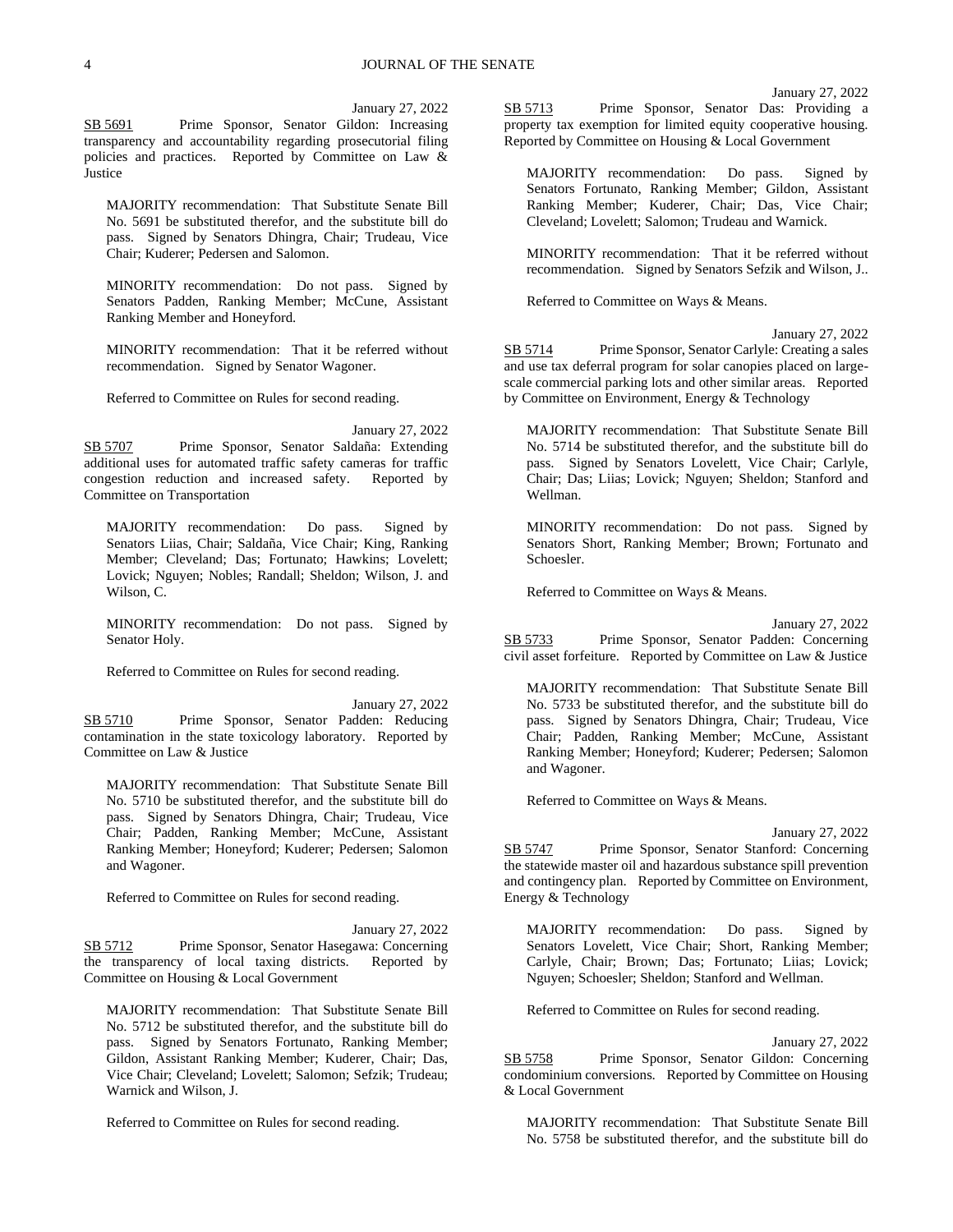January 27, 2022

SB 5691 Prime Sponsor, Senator Gildon: Increasing transparency and accountability regarding prosecutorial filing policies and practices. Reported by Committee on Law & Justice

MAJORITY recommendation: That Substitute Senate Bill No. 5691 be substituted therefor, and the substitute bill do pass. Signed by Senators Dhingra, Chair; Trudeau, Vice Chair; Kuderer; Pedersen and Salomon.

MINORITY recommendation: Do not pass. Signed by Senators Padden, Ranking Member; McCune, Assistant Ranking Member and Honeyford.

MINORITY recommendation: That it be referred without recommendation. Signed by Senator Wagoner.

Referred to Committee on Rules for second reading.

January 27, 2022

SB 5707 Prime Sponsor, Senator Saldaña: Extending additional uses for automated traffic safety cameras for traffic congestion reduction and increased safety. Reported by Committee on Transportation

MAJORITY recommendation: Do pass. Signed by Senators Liias, Chair; Saldaña, Vice Chair; King, Ranking Member; Cleveland; Das; Fortunato; Hawkins; Lovelett; Lovick; Nguyen; Nobles; Randall; Sheldon; Wilson, J. and Wilson, C.

MINORITY recommendation: Do not pass. Signed by Senator Holy.

Referred to Committee on Rules for second reading.

January 27, 2022

SB 5710 Prime Sponsor, Senator Padden: Reducing contamination in the state toxicology laboratory. Reported by Committee on Law & Justice

MAJORITY recommendation: That Substitute Senate Bill No. 5710 be substituted therefor, and the substitute bill do pass. Signed by Senators Dhingra, Chair; Trudeau, Vice Chair; Padden, Ranking Member; McCune, Assistant Ranking Member; Honeyford; Kuderer; Pedersen; Salomon and Wagoner.

Referred to Committee on Rules for second reading.

January 27, 2022

SB 5712 Prime Sponsor, Senator Hasegawa: Concerning the transparency of local taxing districts. Reported by Committee on Housing & Local Government

MAJORITY recommendation: That Substitute Senate Bill No. 5712 be substituted therefor, and the substitute bill do pass. Signed by Senators Fortunato, Ranking Member; Gildon, Assistant Ranking Member; Kuderer, Chair; Das, Vice Chair; Cleveland; Lovelett; Salomon; Sefzik; Trudeau; Warnick and Wilson, J.

Referred to Committee on Rules for second reading.

January 27, 2022

SB 5713 Prime Sponsor, Senator Das: Providing a property tax exemption for limited equity cooperative housing. Reported by Committee on Housing & Local Government

MAJORITY recommendation: Do pass. Signed by Senators Fortunato, Ranking Member; Gildon, Assistant Ranking Member; Kuderer, Chair; Das, Vice Chair; Cleveland; Lovelett; Salomon; Trudeau and Warnick.

MINORITY recommendation: That it be referred without recommendation. Signed by Senators Sefzik and Wilson, J..

Referred to Committee on Ways & Means.

January 27, 2022

SB 5714 Prime Sponsor, Senator Carlyle: Creating a sales and use tax deferral program for solar canopies placed on large-scale commercial parking lots and other similar areas. Reported by Committee on Environment, Energy & Technology

MAJORITY recommendation: That Substitute Senate Bill No. 5714 be substituted therefor, and the substitute bill do pass. Signed by Senators Lovelett, Vice Chair; Carlyle, Chair; Das; Liias; Lovick; Nguyen; Sheldon; Stanford and Wellman.

MINORITY recommendation: Do not pass. Signed by Senators Short, Ranking Member; Brown; Fortunato and Schoesler.

Referred to Committee on Ways & Means.

January 27, 2022

SB 5733 Prime Sponsor, Senator Padden: Concerning civil asset forfeiture. Reported by Committee on Law & Justice

MAJORITY recommendation: That Substitute Senate Bill No. 5733 be substituted therefor, and the substitute bill do pass. Signed by Senators Dhingra, Chair; Trudeau, Vice Chair; Padden, Ranking Member; McCune, Assistant Ranking Member; Honeyford; Kuderer; Pedersen; Salomon and Wagoner.

Referred to Committee on Ways & Means.

January 27, 2022

SB 5747 Prime Sponsor, Senator Stanford: Concerning the statewide master oil and hazardous substance spill prevention and contingency plan. Reported by Committee on Environment, Energy & Technology

MAJORITY recommendation: Do pass. Signed by Senators Lovelett, Vice Chair; Short, Ranking Member; Carlyle, Chair; Brown; Das; Fortunato; Liias; Lovick; Nguyen; Schoesler; Sheldon; Stanford and Wellman.

Referred to Committee on Rules for second reading.

January 27, 2022

SB 5758 Prime Sponsor, Senator Gildon: Concerning condominium conversions. Reported by Committee on Housing & Local Government

MAJORITY recommendation: That Substitute Senate Bill No. 5758 be substituted therefor, and the substitute bill do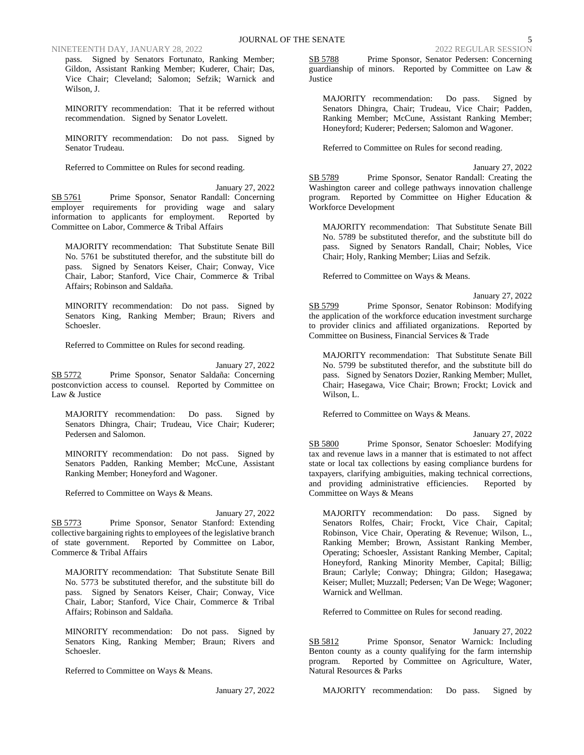pass. Signed by Senators Fortunato, Ranking Member; Gildon, Assistant Ranking Member; Kuderer, Chair; Das, Vice Chair; Cleveland; Salomon; Sefzik; Warnick and Wilson, J.

MINORITY recommendation: That it be referred without recommendation. Signed by Senator Lovelett.

MINORITY recommendation: Do not pass. Signed by Senator Trudeau.

Referred to Committee on Rules for second reading.

January 27, 2022

SB 5761 Prime Sponsor, Senator Randall: Concerning employer requirements for providing wage and salary information to applicants for employment. Reported by Committee on Labor, Commerce & Tribal Affairs

MAJORITY recommendation: That Substitute Senate Bill No. 5761 be substituted therefor, and the substitute bill do pass. Signed by Senators Keiser, Chair; Conway, Vice Chair, Labor; Stanford, Vice Chair, Commerce & Tribal Affairs; Robinson and Saldaña.

MINORITY recommendation: Do not pass. Signed by Senators King, Ranking Member; Braun; Rivers and Schoesler.

Referred to Committee on Rules for second reading.

January 27, 2022

SB 5772 Prime Sponsor, Senator Saldaña: Concerning postconviction access to counsel. Reported by Committee on Law & Justice

MAJORITY recommendation: Do pass. Signed by Senators Dhingra, Chair; Trudeau, Vice Chair; Kuderer; Pedersen and Salomon.

MINORITY recommendation: Do not pass. Signed by Senators Padden, Ranking Member; McCune, Assistant Ranking Member; Honeyford and Wagoner.

Referred to Committee on Ways & Means.

January 27, 2022

SB 5773 Prime Sponsor, Senator Stanford: Extending collective bargaining rights to employees of the legislative branch of state government. Reported by Committee on Labor, Commerce & Tribal Affairs

MAJORITY recommendation: That Substitute Senate Bill No. 5773 be substituted therefor, and the substitute bill do pass. Signed by Senators Keiser, Chair; Conway, Vice Chair, Labor; Stanford, Vice Chair, Commerce & Tribal Affairs; Robinson and Saldaña.

MINORITY recommendation: Do not pass. Signed by Senators King, Ranking Member; Braun; Rivers and Schoesler.

Referred to Committee on Ways & Means.

January 27, 2022

SB 5788 Prime Sponsor, Senator Pedersen: Concerning guardianship of minors. Reported by Committee on Law & Justice

MAJORITY recommendation: Do pass. Signed by Senators Dhingra, Chair; Trudeau, Vice Chair; Padden, Ranking Member; McCune, Assistant Ranking Member; Honeyford; Kuderer; Pedersen; Salomon and Wagoner.

Referred to Committee on Rules for second reading.

January 27, 2022

SB 5789 Prime Sponsor, Senator Randall: Creating the Washington career and college pathways innovation challenge program. Reported by Committee on Higher Education & Workforce Development

MAJORITY recommendation: That Substitute Senate Bill No. 5789 be substituted therefor, and the substitute bill do pass. Signed by Senators Randall, Chair; Nobles, Vice Chair; Holy, Ranking Member; Liias and Sefzik.

Referred to Committee on Ways & Means.

January 27, 2022

SB 5799 Prime Sponsor, Senator Robinson: Modifying the application of the workforce education investment surcharge to provider clinics and affiliated organizations. Reported by Committee on Business, Financial Services & Trade

MAJORITY recommendation: That Substitute Senate Bill No. 5799 be substituted therefor, and the substitute bill do pass. Signed by Senators Dozier, Ranking Member; Mullet, Chair; Hasegawa, Vice Chair; Brown; Frockt; Lovick and Wilson, L.

Referred to Committee on Ways & Means.

January 27, 2022

SB 5800 Prime Sponsor, Senator Schoesler: Modifying tax and revenue laws in a manner that is estimated to not affect state or local tax collections by easing compliance burdens for taxpayers, clarifying ambiguities, making technical corrections, and providing administrative efficiencies. Reported by Committee on Ways & Means

MAJORITY recommendation: Do pass. Signed by Senators Rolfes, Chair; Frockt, Vice Chair, Capital; Robinson, Vice Chair, Operating & Revenue; Wilson, L., Ranking Member; Brown, Assistant Ranking Member, Operating; Schoesler, Assistant Ranking Member, Capital; Honeyford, Ranking Minority Member, Capital; Billig; Braun; Carlyle; Conway; Dhingra; Gildon; Hasegawa; Keiser; Mullet; Muzzall; Pedersen; Van De Wege; Wagoner; Warnick and Wellman.

Referred to Committee on Rules for second reading.

January 27, 2022

SB 5812 Prime Sponsor, Senator Warnick: Including Benton county as a county qualifying for the farm internship program. Reported by Committee on Agriculture, Water, Natural Resources & Parks

MAJORITY recommendation: Do pass. Signed by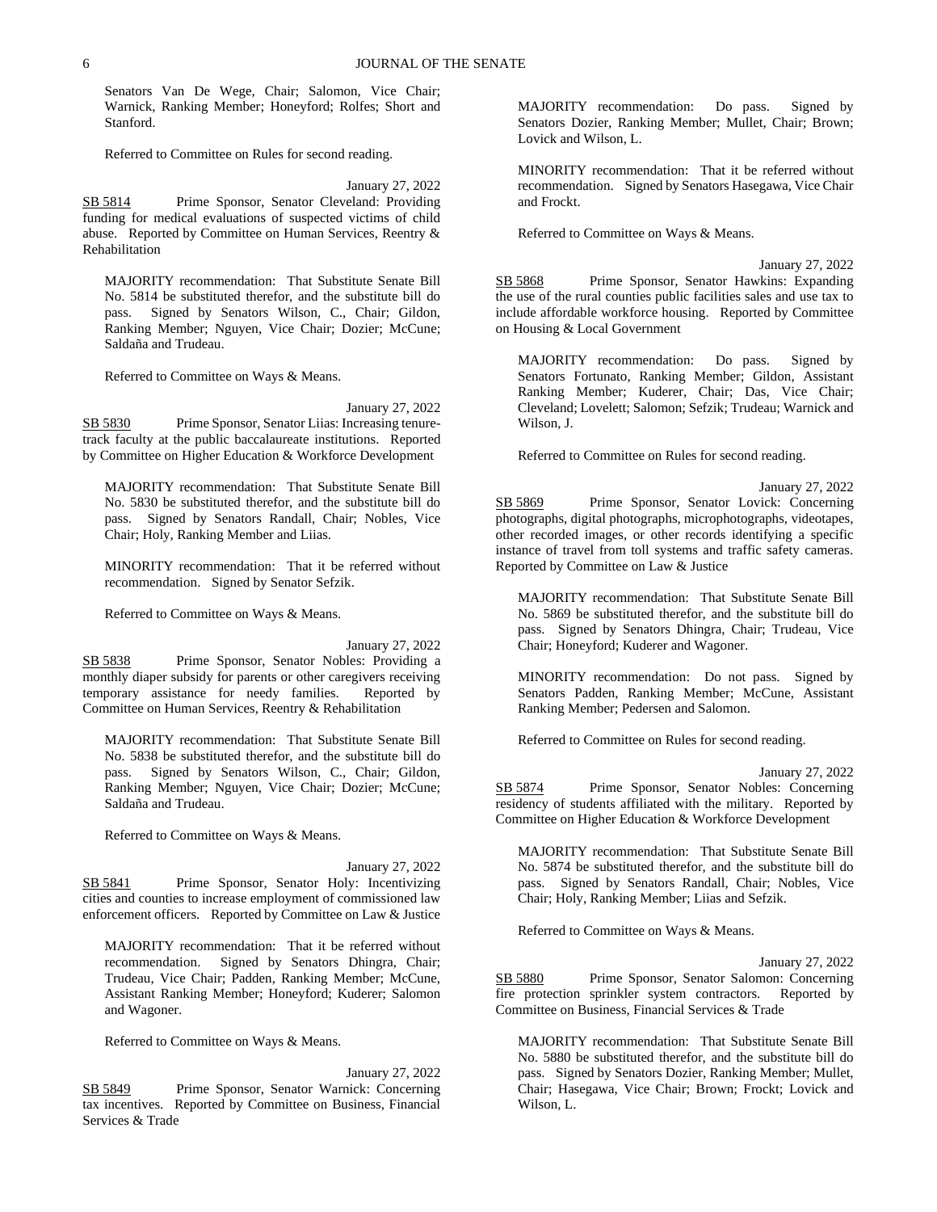Senators Van De Wege, Chair; Salomon, Vice Chair; Warnick, Ranking Member; Honeyford; Rolfes; Short and Stanford.

Referred to Committee on Rules for second reading.

January 27, 2022

SB 5814 Prime Sponsor, Senator Cleveland: Providing funding for medical evaluations of suspected victims of child abuse. Reported by Committee on Human Services, Reentry & Rehabilitation

MAJORITY recommendation: That Substitute Senate Bill No. 5814 be substituted therefor, and the substitute bill do pass. Signed by Senators Wilson, C., Chair; Gildon, Ranking Member; Nguyen, Vice Chair; Dozier; McCune; Saldaña and Trudeau.

Referred to Committee on Ways & Means.

January 27, 2022

SB 5830 Prime Sponsor, Senator Liias: Increasing tenure-track faculty at the public baccalaureate institutions. Reported by Committee on Higher Education & Workforce Development

MAJORITY recommendation: That Substitute Senate Bill No. 5830 be substituted therefor, and the substitute bill do pass. Signed by Senators Randall, Chair; Nobles, Vice Chair; Holy, Ranking Member and Liias.

MINORITY recommendation: That it be referred without recommendation. Signed by Senator Sefzik.

Referred to Committee on Ways & Means.

January 27, 2022

SB 5838 Prime Sponsor, Senator Nobles: Providing a monthly diaper subsidy for parents or other caregivers receiving temporary assistance for needy families. Reported by Committee on Human Services, Reentry & Rehabilitation

MAJORITY recommendation: That Substitute Senate Bill No. 5838 be substituted therefor, and the substitute bill do pass. Signed by Senators Wilson, C., Chair; Gildon, Ranking Member; Nguyen, Vice Chair; Dozier; McCune; Saldaña and Trudeau.

Referred to Committee on Ways & Means.

January 27, 2022

SB 5841 Prime Sponsor, Senator Holy: Incentivizing cities and counties to increase employment of commissioned law enforcement officers. Reported by Committee on Law & Justice

MAJORITY recommendation: That it be referred without recommendation. Signed by Senators Dhingra, Chair; Trudeau, Vice Chair; Padden, Ranking Member; McCune, Assistant Ranking Member; Honeyford; Kuderer; Salomon and Wagoner.

Referred to Committee on Ways & Means.

January 27, 2022

SB 5849 Prime Sponsor, Senator Warnick: Concerning tax incentives. Reported by Committee on Business, Financial Services & Trade

MAJORITY recommendation: Do pass. Signed by Senators Dozier, Ranking Member; Mullet, Chair; Brown; Lovick and Wilson, L.

MINORITY recommendation: That it be referred without recommendation. Signed by Senators Hasegawa, Vice Chair and Frockt.

Referred to Committee on Ways & Means.

January 27, 2022

SB 5868 Prime Sponsor, Senator Hawkins: Expanding the use of the rural counties public facilities sales and use tax to include affordable workforce housing. Reported by Committee on Housing & Local Government

MAJORITY recommendation: Do pass. Signed by Senators Fortunato, Ranking Member; Gildon, Assistant Ranking Member; Kuderer, Chair; Das, Vice Chair; Cleveland; Lovelett; Salomon; Sefzik; Trudeau; Warnick and Wilson, J.

Referred to Committee on Rules for second reading.

January 27, 2022

SB 5869 Prime Sponsor, Senator Lovick: Concerning photographs, digital photographs, microphotographs, videotapes, other recorded images, or other records identifying a specific instance of travel from toll systems and traffic safety cameras. Reported by Committee on Law & Justice

MAJORITY recommendation: That Substitute Senate Bill No. 5869 be substituted therefor, and the substitute bill do pass. Signed by Senators Dhingra, Chair; Trudeau, Vice Chair; Honeyford; Kuderer and Wagoner.

MINORITY recommendation: Do not pass. Signed by Senators Padden, Ranking Member; McCune, Assistant Ranking Member; Pedersen and Salomon.

Referred to Committee on Rules for second reading.

January 27, 2022

SB 5874 Prime Sponsor, Senator Nobles: Concerning residency of students affiliated with the military. Reported by Committee on Higher Education & Workforce Development

MAJORITY recommendation: That Substitute Senate Bill No. 5874 be substituted therefor, and the substitute bill do pass. Signed by Senators Randall, Chair; Nobles, Vice Chair; Holy, Ranking Member; Liias and Sefzik.

Referred to Committee on Ways & Means.

January 27, 2022

SB 5880 Prime Sponsor, Senator Salomon: Concerning fire protection sprinkler system contractors. Reported by Committee on Business, Financial Services & Trade

MAJORITY recommendation: That Substitute Senate Bill No. 5880 be substituted therefor, and the substitute bill do pass. Signed by Senators Dozier, Ranking Member; Mullet, Chair; Hasegawa, Vice Chair; Brown; Frockt; Lovick and Wilson, L.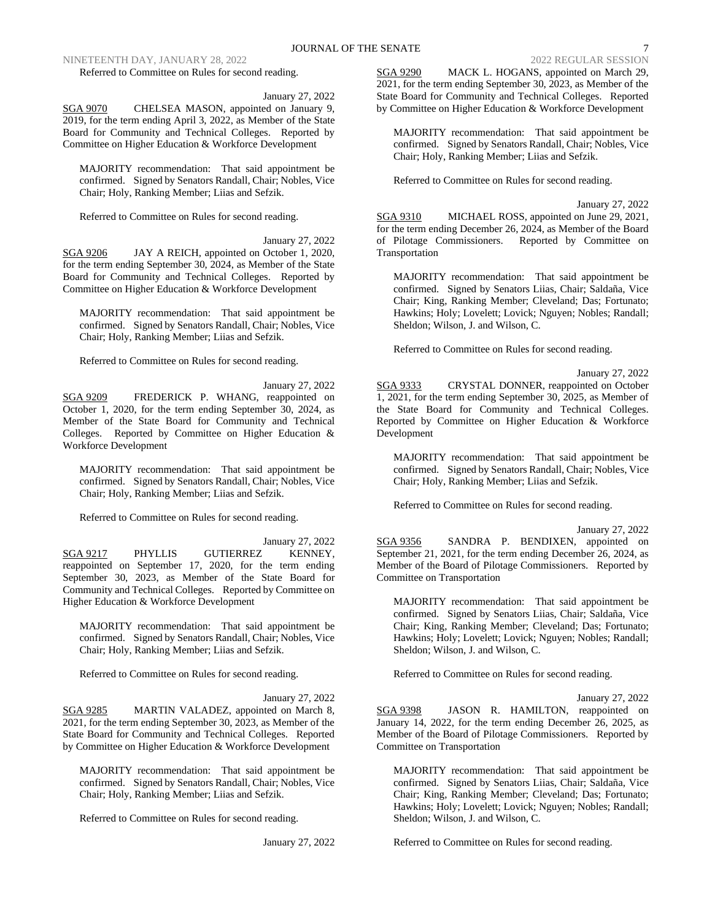Referred to Committee on Rules for second reading.

January 27, 2022

SGA 9070 CHELSEA MASON, appointed on January 9, 2019, for the term ending April 3, 2022, as Member of the State Board for Community and Technical Colleges. Reported by Committee on Higher Education & Workforce Development

MAJORITY recommendation: That said appointment be confirmed. Signed by Senators Randall, Chair; Nobles, Vice Chair; Holy, Ranking Member; Liias and Sefzik.

Referred to Committee on Rules for second reading.

January 27, 2022

SGA 9206 JAY A REICH, appointed on October 1, 2020, for the term ending September 30, 2024, as Member of the State Board for Community and Technical Colleges. Reported by Committee on Higher Education & Workforce Development

MAJORITY recommendation: That said appointment be confirmed. Signed by Senators Randall, Chair; Nobles, Vice Chair; Holy, Ranking Member; Liias and Sefzik.

Referred to Committee on Rules for second reading.

January 27, 2022

SGA 9209 FREDERICK P. WHANG, reappointed on October 1, 2020, for the term ending September 30, 2024, as Member of the State Board for Community and Technical Colleges. Reported by Committee on Higher Education & Workforce Development

MAJORITY recommendation: That said appointment be confirmed. Signed by Senators Randall, Chair; Nobles, Vice Chair; Holy, Ranking Member; Liias and Sefzik.

Referred to Committee on Rules for second reading.

January 27, 2022

SGA 9217 PHYLLIS GUTIERREZ KENNEY, reappointed on September 17, 2020, for the term ending September 30, 2023, as Member of the State Board for Community and Technical Colleges. Reported by Committee on Higher Education & Workforce Development

MAJORITY recommendation: That said appointment be confirmed. Signed by Senators Randall, Chair; Nobles, Vice Chair; Holy, Ranking Member; Liias and Sefzik.

Referred to Committee on Rules for second reading.

January 27, 2022

SGA 9285 MARTIN VALADEZ, appointed on March 8, 2021, for the term ending September 30, 2023, as Member of the State Board for Community and Technical Colleges. Reported by Committee on Higher Education & Workforce Development

MAJORITY recommendation: That said appointment be confirmed. Signed by Senators Randall, Chair; Nobles, Vice Chair; Holy, Ranking Member; Liias and Sefzik.

Referred to Committee on Rules for second reading.

January 27, 2022

SGA 9290 MACK L. HOGANS, appointed on March 29, 2021, for the term ending September 30, 2023, as Member of the State Board for Community and Technical Colleges. Reported by Committee on Higher Education & Workforce Development

MAJORITY recommendation: That said appointment be confirmed. Signed by Senators Randall, Chair; Nobles, Vice Chair; Holy, Ranking Member; Liias and Sefzik.

Referred to Committee on Rules for second reading.

January 27, 2022

SGA 9310 MICHAEL ROSS, appointed on June 29, 2021, for the term ending December 26, 2024, as Member of the Board of Pilotage Commissioners. Reported by Committee on Transportation

MAJORITY recommendation: That said appointment be confirmed. Signed by Senators Liias, Chair; Saldaña, Vice Chair; King, Ranking Member; Cleveland; Das; Fortunato; Hawkins; Holy; Lovelett; Lovick; Nguyen; Nobles; Randall; Sheldon; Wilson, J. and Wilson, C.

Referred to Committee on Rules for second reading.

January 27, 2022

SGA 9333 CRYSTAL DONNER, reappointed on October 1, 2021, for the term ending September 30, 2025, as Member of the State Board for Community and Technical Colleges. Reported by Committee on Higher Education & Workforce Development

MAJORITY recommendation: That said appointment be confirmed. Signed by Senators Randall, Chair; Nobles, Vice Chair; Holy, Ranking Member; Liias and Sefzik.

Referred to Committee on Rules for second reading.

January 27, 2022

SGA 9356 SANDRA P. BENDIXEN, appointed on September 21, 2021, for the term ending December 26, 2024, as Member of the Board of Pilotage Commissioners. Reported by Committee on Transportation

MAJORITY recommendation: That said appointment be confirmed. Signed by Senators Liias, Chair; Saldaña, Vice Chair; King, Ranking Member; Cleveland; Das; Fortunato; Hawkins; Holy; Lovelett; Lovick; Nguyen; Nobles; Randall; Sheldon; Wilson, J. and Wilson, C.

Referred to Committee on Rules for second reading.

January 27, 2022

SGA 9398 JASON R. HAMILTON, reappointed on January 14, 2022, for the term ending December 26, 2025, as Member of the Board of Pilotage Commissioners. Reported by Committee on Transportation

MAJORITY recommendation: That said appointment be confirmed. Signed by Senators Liias, Chair; Saldaña, Vice Chair; King, Ranking Member; Cleveland; Das; Fortunato; Hawkins; Holy; Lovelett; Lovick; Nguyen; Nobles; Randall; Sheldon; Wilson, J. and Wilson, C.

Referred to Committee on Rules for second reading.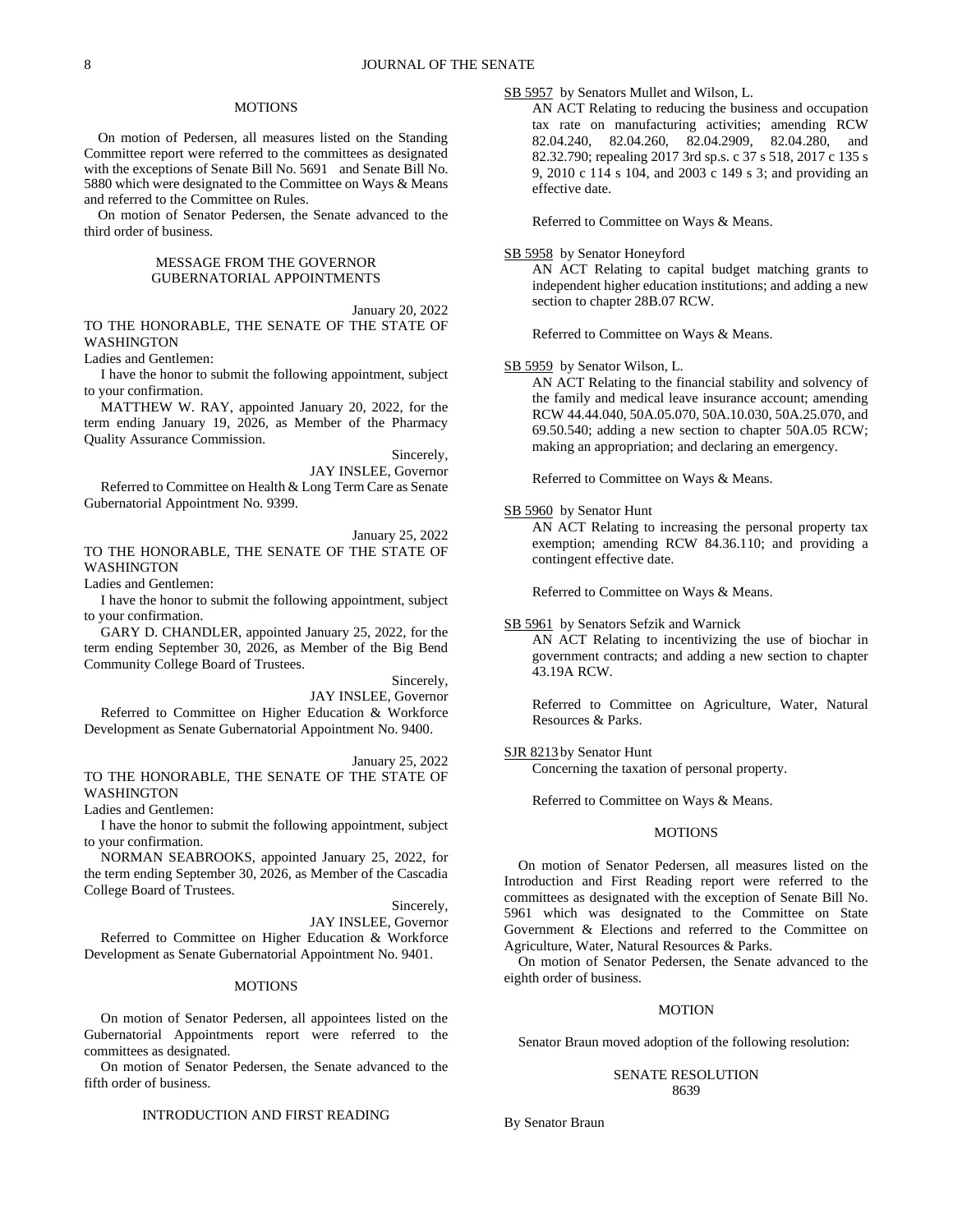## MOTIONS

On motion of Pedersen, all measures listed on the Standing Committee report were referred to the committees as designated with the exceptions of Senate Bill No. 5691 and Senate Bill No. 5880 which were designated to the Committee on Ways & Means and referred to the Committee on Rules.

On motion of Senator Pedersen, the Senate advanced to the third order of business.

## MESSAGE FROM THE GOVERNOR GUBERNATORIAL APPOINTMENTS

January 20, 2022

TO THE HONORABLE, THE SENATE OF THE STATE OF WASHINGTON

Ladies and Gentlemen:

I have the honor to submit the following appointment, subject to your confirmation.

MATTHEW W. RAY, appointed January 20, 2022, for the term ending January 19, 2026, as Member of the Pharmacy Quality Assurance Commission.

Sincerely,

JAY INSLEE, Governor

Referred to Committee on Health & Long Term Care as Senate Gubernatorial Appointment No. 9399.

January 25, 2022

TO THE HONORABLE, THE SENATE OF THE STATE OF WASHINGTON

Ladies and Gentlemen:

I have the honor to submit the following appointment, subject to your confirmation.

GARY D. CHANDLER, appointed January 25, 2022, for the term ending September 30, 2026, as Member of the Big Bend Community College Board of Trustees.

Sincerely,

JAY INSLEE, Governor

Referred to Committee on Higher Education & Workforce Development as Senate Gubernatorial Appointment No. 9400.

January 25, 2022

TO THE HONORABLE, THE SENATE OF THE STATE OF WASHINGTON

Ladies and Gentlemen:

I have the honor to submit the following appointment, subject to your confirmation.

NORMAN SEABROOKS, appointed January 25, 2022, for the term ending September 30, 2026, as Member of the Cascadia College Board of Trustees.

Sincerely,

JAY INSLEE, Governor

Referred to Committee on Higher Education & Workforce Development as Senate Gubernatorial Appointment No. 9401.

## MOTIONS

On motion of Senator Pedersen, all appointees listed on the Gubernatorial Appointments report were referred to the committees as designated.

On motion of Senator Pedersen, the Senate advanced to the fifth order of business.

## INTRODUCTION AND FIRST READING

SB 5957 by Senators Mullet and Wilson, L.

AN ACT Relating to reducing the business and occupation tax rate on manufacturing activities; amending RCW 82.04.240, 82.04.260, 82.04.2909, 82.04.280, and 82.32.790; repealing 2017 3rd sp.s. c 37 s 518, 2017 c 135 s 9, 2010 c 114 s 104, and 2003 c 149 s 3; and providing an effective date.

Referred to Committee on Ways & Means.

SB 5958 by Senator Honeyford

AN ACT Relating to capital budget matching grants to independent higher education institutions; and adding a new section to chapter 28B.07 RCW.

Referred to Committee on Ways & Means.

SB 5959 by Senator Wilson, L.

AN ACT Relating to the financial stability and solvency of the family and medical leave insurance account; amending RCW 44.44.040, 50A.05.070, 50A.10.030, 50A.25.070, and 69.50.540; adding a new section to chapter 50A.05 RCW; making an appropriation; and declaring an emergency.

Referred to Committee on Ways & Means.

SB 5960 by Senator Hunt

AN ACT Relating to increasing the personal property tax exemption; amending RCW 84.36.110; and providing a contingent effective date.

Referred to Committee on Ways & Means.

SB 5961 by Senators Sefzik and Warnick

AN ACT Relating to incentivizing the use of biochar in government contracts; and adding a new section to chapter 43.19A RCW.

Referred to Committee on Agriculture, Water, Natural Resources & Parks.

SJR 8213 by Senator Hunt

Concerning the taxation of personal property.

Referred to Committee on Ways & Means.

## MOTIONS

On motion of Senator Pedersen, all measures listed on the Introduction and First Reading report were referred to the committees as designated with the exception of Senate Bill No. 5961 which was designated to the Committee on State Government & Elections and referred to the Committee on Agriculture, Water, Natural Resources & Parks.

On motion of Senator Pedersen, the Senate advanced to the eighth order of business.

## MOTION

Senator Braun moved adoption of the following resolution:

## SENATE RESOLUTION 8639

By Senator Braun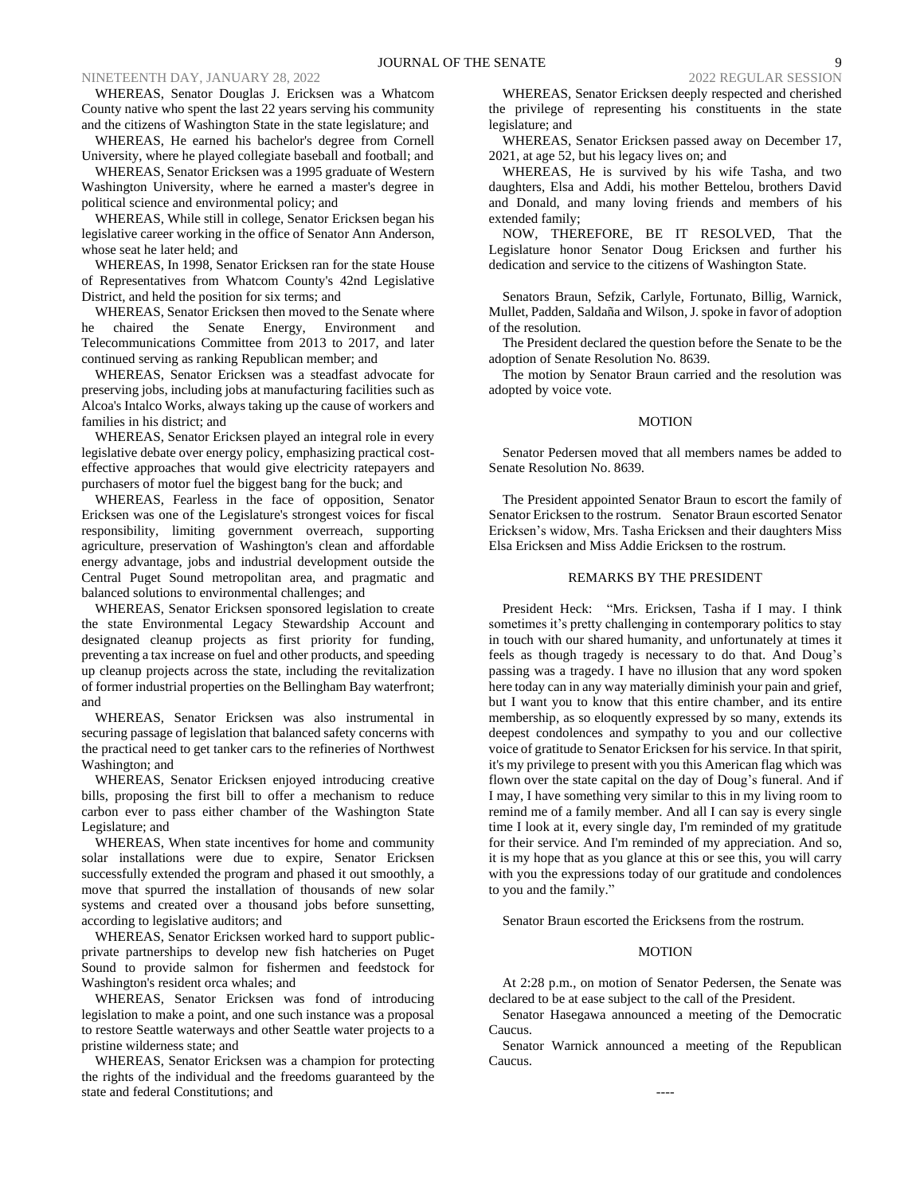WHEREAS, Senator Douglas J. Ericksen was a Whatcom County native who spent the last 22 years serving his community and the citizens of Washington State in the state legislature; and

WHEREAS, He earned his bachelor's degree from Cornell University, where he played collegiate baseball and football; and

WHEREAS, Senator Ericksen was a 1995 graduate of Western Washington University, where he earned a master's degree in political science and environmental policy; and

WHEREAS, While still in college, Senator Ericksen began his legislative career working in the office of Senator Ann Anderson, whose seat he later held; and

WHEREAS, In 1998, Senator Ericksen ran for the state House of Representatives from Whatcom County's 42nd Legislative District, and held the position for six terms; and

WHEREAS, Senator Ericksen then moved to the Senate where he chaired the Senate Energy, Environment and Telecommunications Committee from 2013 to 2017, and later continued serving as ranking Republican member; and

WHEREAS, Senator Ericksen was a steadfast advocate for preserving jobs, including jobs at manufacturing facilities such as Alcoa's Intalco Works, always taking up the cause of workers and families in his district; and

WHEREAS, Senator Ericksen played an integral role in every legislative debate over energy policy, emphasizing practical cost-effective approaches that would give electricity ratepayers and purchasers of motor fuel the biggest bang for the buck; and

WHEREAS, Fearless in the face of opposition, Senator Ericksen was one of the Legislature's strongest voices for fiscal responsibility, limiting government overreach, supporting agriculture, preservation of Washington's clean and affordable energy advantage, jobs and industrial development outside the Central Puget Sound metropolitan area, and pragmatic and balanced solutions to environmental challenges; and

WHEREAS, Senator Ericksen sponsored legislation to create the state Environmental Legacy Stewardship Account and designated cleanup projects as first priority for funding, preventing a tax increase on fuel and other products, and speeding up cleanup projects across the state, including the revitalization of former industrial properties on the Bellingham Bay waterfront; and

WHEREAS, Senator Ericksen was also instrumental in securing passage of legislation that balanced safety concerns with the practical need to get tanker cars to the refineries of Northwest Washington; and

WHEREAS, Senator Ericksen enjoyed introducing creative bills, proposing the first bill to offer a mechanism to reduce carbon ever to pass either chamber of the Washington State Legislature; and

WHEREAS, When state incentives for home and community solar installations were due to expire, Senator Ericksen successfully extended the program and phased it out smoothly, a move that spurred the installation of thousands of new solar systems and created over a thousand jobs before sunsetting, according to legislative auditors; and

WHEREAS, Senator Ericksen worked hard to support public-private partnerships to develop new fish hatcheries on Puget Sound to provide salmon for fishermen and feedstock for Washington's resident orca whales; and

WHEREAS, Senator Ericksen was fond of introducing legislation to make a point, and one such instance was a proposal to restore Seattle waterways and other Seattle water projects to a pristine wilderness state; and

WHEREAS, Senator Ericksen was a champion for protecting the rights of the individual and the freedoms guaranteed by the state and federal Constitutions; and

WHEREAS, Senator Ericksen deeply respected and cherished the privilege of representing his constituents in the state legislature; and

WHEREAS, Senator Ericksen passed away on December 17, 2021, at age 52, but his legacy lives on; and

WHEREAS, He is survived by his wife Tasha, and two daughters, Elsa and Addi, his mother Bettelou, brothers David and Donald, and many loving friends and members of his extended family;

NOW, THEREFORE, BE IT RESOLVED, That the Legislature honor Senator Doug Ericksen and further his dedication and service to the citizens of Washington State.

Senators Braun, Sefzik, Carlyle, Fortunato, Billig, Warnick, Mullet, Padden, Saldaña and Wilson, J. spoke in favor of adoption of the resolution.

The President declared the question before the Senate to be the adoption of Senate Resolution No. 8639.

The motion by Senator Braun carried and the resolution was adopted by voice vote.

## MOTION

Senator Pedersen moved that all members names be added to Senate Resolution No. 8639.

The President appointed Senator Braun to escort the family of Senator Ericksen to the rostrum. Senator Braun escorted Senator Ericksen's widow, Mrs. Tasha Ericksen and their daughters Miss Elsa Ericksen and Miss Addie Ericksen to the rostrum.

## REMARKS BY THE PRESIDENT

President Heck: "Mrs. Ericksen, Tasha if I may. I think sometimes it's pretty challenging in contemporary politics to stay in touch with our shared humanity, and unfortunately at times it feels as though tragedy is necessary to do that. And Doug's passing was a tragedy. I have no illusion that any word spoken here today can in any way materially diminish your pain and grief, but I want you to know that this entire chamber, and its entire membership, as so eloquently expressed by so many, extends its deepest condolences and sympathy to you and our collective voice of gratitude to Senator Ericksen for his service. In that spirit, it's my privilege to present with you this American flag which was flown over the state capital on the day of Doug's funeral. And if I may, I have something very similar to this in my living room to remind me of a family member. And all I can say is every single time I look at it, every single day, I'm reminded of my gratitude for their service. And I'm reminded of my appreciation. And so, it is my hope that as you glance at this or see this, you will carry with you the expressions today of our gratitude and condolences to you and the family."

Senator Braun escorted the Ericksens from the rostrum.

## MOTION

At 2:28 p.m., on motion of Senator Pedersen, the Senate was declared to be at ease subject to the call of the President.

Senator Hasegawa announced a meeting of the Democratic Caucus.

Senator Warnick announced a meeting of the Republican Caucus.

----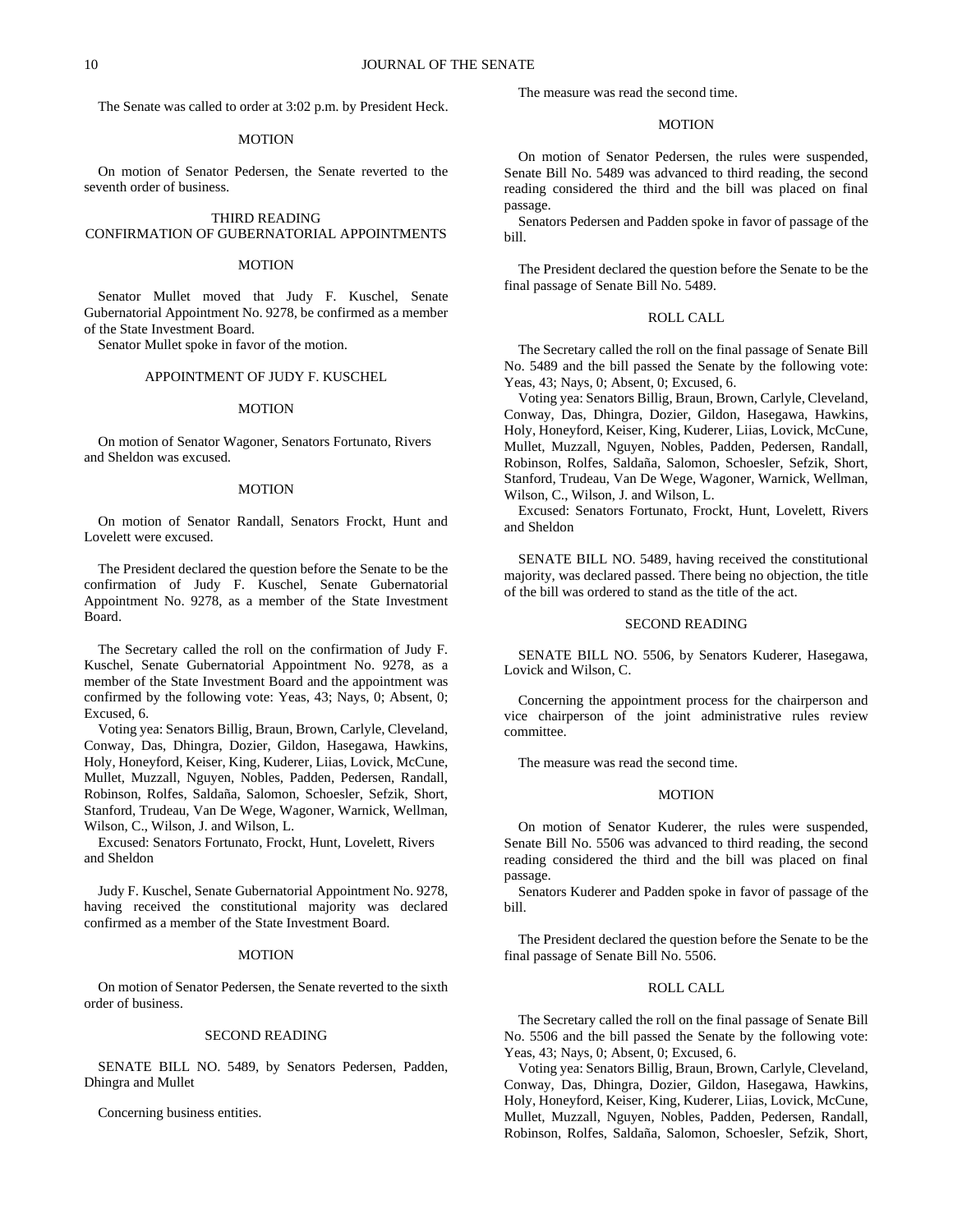The Senate was called to order at 3:02 p.m. by President Heck.

MOTION

On motion of Senator Pedersen, the Senate reverted to the seventh order of business.

THIRD READING
CONFIRMATION OF GUBERNATORIAL APPOINTMENTS

MOTION

Senator Mullet moved that Judy F. Kuschel, Senate Gubernatorial Appointment No. 9278, be confirmed as a member of the State Investment Board.

Senator Mullet spoke in favor of the motion.

APPOINTMENT OF JUDY F. KUSCHEL

MOTION

On motion of Senator Wagoner, Senators Fortunato, Rivers and Sheldon was excused.

MOTION

On motion of Senator Randall, Senators Frockt, Hunt and Lovelett were excused.

The President declared the question before the Senate to be the confirmation of Judy F. Kuschel, Senate Gubernatorial Appointment No. 9278, as a member of the State Investment Board.

The Secretary called the roll on the confirmation of Judy F. Kuschel, Senate Gubernatorial Appointment No. 9278, as a member of the State Investment Board and the appointment was confirmed by the following vote: Yeas, 43; Nays, 0; Absent, 0; Excused, 6.

Voting yea: Senators Billig, Braun, Brown, Carlyle, Cleveland, Conway, Das, Dhingra, Dozier, Gildon, Hasegawa, Hawkins, Holy, Honeyford, Keiser, King, Kuderer, Liias, Lovick, McCune, Mullet, Muzzall, Nguyen, Nobles, Padden, Pedersen, Randall, Robinson, Rolfes, Saldaña, Salomon, Schoesler, Sefzik, Short, Stanford, Trudeau, Van De Wege, Wagoner, Warnick, Wellman, Wilson, C., Wilson, J. and Wilson, L.

Excused: Senators Fortunato, Frockt, Hunt, Lovelett, Rivers and Sheldon

Judy F. Kuschel, Senate Gubernatorial Appointment No. 9278, having received the constitutional majority was declared confirmed as a member of the State Investment Board.

MOTION

On motion of Senator Pedersen, the Senate reverted to the sixth order of business.

SECOND READING

SENATE BILL NO. 5489, by Senators Pedersen, Padden, Dhingra and Mullet

Concerning business entities.

The measure was read the second time.

MOTION

On motion of Senator Pedersen, the rules were suspended, Senate Bill No. 5489 was advanced to third reading, the second reading considered the third and the bill was placed on final passage.

Senators Pedersen and Padden spoke in favor of passage of the bill.

The President declared the question before the Senate to be the final passage of Senate Bill No. 5489.

ROLL CALL

The Secretary called the roll on the final passage of Senate Bill No. 5489 and the bill passed the Senate by the following vote: Yeas, 43; Nays, 0; Absent, 0; Excused, 6.

Voting yea: Senators Billig, Braun, Brown, Carlyle, Cleveland, Conway, Das, Dhingra, Dozier, Gildon, Hasegawa, Hawkins, Holy, Honeyford, Keiser, King, Kuderer, Liias, Lovick, McCune, Mullet, Muzzall, Nguyen, Nobles, Padden, Pedersen, Randall, Robinson, Rolfes, Saldaña, Salomon, Schoesler, Sefzik, Short, Stanford, Trudeau, Van De Wege, Wagoner, Warnick, Wellman, Wilson, C., Wilson, J. and Wilson, L.

Excused: Senators Fortunato, Frockt, Hunt, Lovelett, Rivers and Sheldon

SENATE BILL NO. 5489, having received the constitutional majority, was declared passed. There being no objection, the title of the bill was ordered to stand as the title of the act.

SECOND READING

SENATE BILL NO. 5506, by Senators Kuderer, Hasegawa, Lovick and Wilson, C.

Concerning the appointment process for the chairperson and vice chairperson of the joint administrative rules review committee.

The measure was read the second time.

MOTION

On motion of Senator Kuderer, the rules were suspended, Senate Bill No. 5506 was advanced to third reading, the second reading considered the third and the bill was placed on final passage.

Senators Kuderer and Padden spoke in favor of passage of the bill.

The President declared the question before the Senate to be the final passage of Senate Bill No. 5506.

ROLL CALL

The Secretary called the roll on the final passage of Senate Bill No. 5506 and the bill passed the Senate by the following vote: Yeas, 43; Nays, 0; Absent, 0; Excused, 6.

Voting yea: Senators Billig, Braun, Brown, Carlyle, Cleveland, Conway, Das, Dhingra, Dozier, Gildon, Hasegawa, Hawkins, Holy, Honeyford, Keiser, King, Kuderer, Liias, Lovick, McCune, Mullet, Muzzall, Nguyen, Nobles, Padden, Pedersen, Randall, Robinson, Rolfes, Saldaña, Salomon, Schoesler, Sefzik, Short,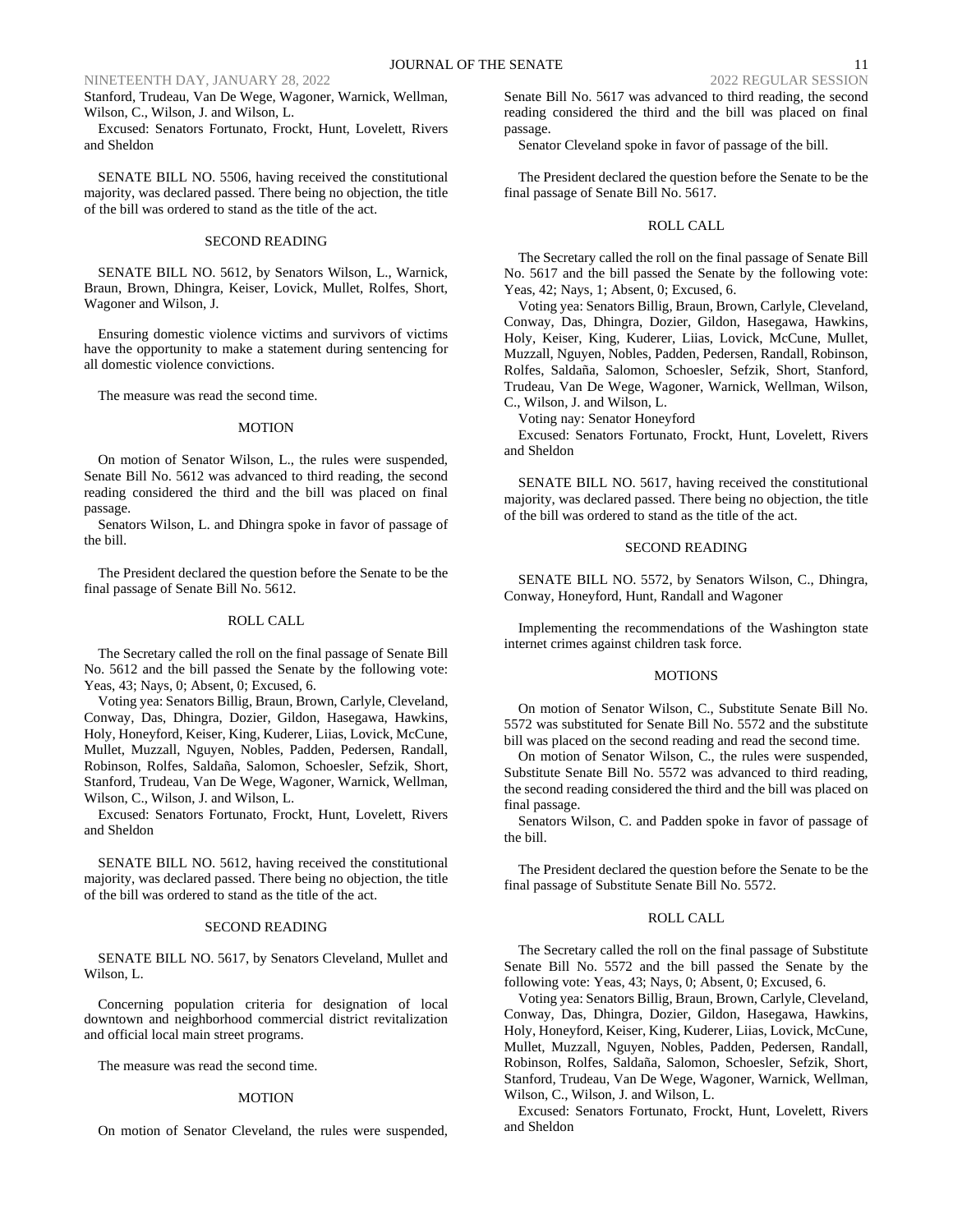Stanford, Trudeau, Van De Wege, Wagoner, Warnick, Wellman, Wilson, C., Wilson, J. and Wilson, L.

Excused: Senators Fortunato, Frockt, Hunt, Lovelett, Rivers and Sheldon

SENATE BILL NO. 5506, having received the constitutional majority, was declared passed. There being no objection, the title of the bill was ordered to stand as the title of the act.

SECOND READING

SENATE BILL NO. 5612, by Senators Wilson, L., Warnick, Braun, Brown, Dhingra, Keiser, Lovick, Mullet, Rolfes, Short, Wagoner and Wilson, J.

Ensuring domestic violence victims and survivors of victims have the opportunity to make a statement during sentencing for all domestic violence convictions.

The measure was read the second time.

MOTION

On motion of Senator Wilson, L., the rules were suspended, Senate Bill No. 5612 was advanced to third reading, the second reading considered the third and the bill was placed on final passage.

Senators Wilson, L. and Dhingra spoke in favor of passage of the bill.

The President declared the question before the Senate to be the final passage of Senate Bill No. 5612.

ROLL CALL

The Secretary called the roll on the final passage of Senate Bill No. 5612 and the bill passed the Senate by the following vote: Yeas, 43; Nays, 0; Absent, 0; Excused, 6.

Voting yea: Senators Billig, Braun, Brown, Carlyle, Cleveland, Conway, Das, Dhingra, Dozier, Gildon, Hasegawa, Hawkins, Holy, Honeyford, Keiser, King, Kuderer, Liias, Lovick, McCune, Mullet, Muzzall, Nguyen, Nobles, Padden, Pedersen, Randall, Robinson, Rolfes, Saldaña, Salomon, Schoesler, Sefzik, Short, Stanford, Trudeau, Van De Wege, Wagoner, Warnick, Wellman, Wilson, C., Wilson, J. and Wilson, L.

Excused: Senators Fortunato, Frockt, Hunt, Lovelett, Rivers and Sheldon

SENATE BILL NO. 5612, having received the constitutional majority, was declared passed. There being no objection, the title of the bill was ordered to stand as the title of the act.

SECOND READING

SENATE BILL NO. 5617, by Senators Cleveland, Mullet and Wilson, L.

Concerning population criteria for designation of local downtown and neighborhood commercial district revitalization and official local main street programs.

The measure was read the second time.

MOTION

On motion of Senator Cleveland, the rules were suspended, Senate Bill No. 5617 was advanced to third reading, the second reading considered the third and the bill was placed on final passage.

Senator Cleveland spoke in favor of passage of the bill.

The President declared the question before the Senate to be the final passage of Senate Bill No. 5617.

ROLL CALL

The Secretary called the roll on the final passage of Senate Bill No. 5617 and the bill passed the Senate by the following vote: Yeas, 42; Nays, 1; Absent, 0; Excused, 6.

Voting yea: Senators Billig, Braun, Brown, Carlyle, Cleveland, Conway, Das, Dhingra, Dozier, Gildon, Hasegawa, Hawkins, Holy, Keiser, King, Kuderer, Liias, Lovick, McCune, Mullet, Muzzall, Nguyen, Nobles, Padden, Pedersen, Randall, Robinson, Rolfes, Saldaña, Salomon, Schoesler, Sefzik, Short, Stanford, Trudeau, Van De Wege, Wagoner, Warnick, Wellman, Wilson, C., Wilson, J. and Wilson, L.

Voting nay: Senator Honeyford

Excused: Senators Fortunato, Frockt, Hunt, Lovelett, Rivers and Sheldon

SENATE BILL NO. 5617, having received the constitutional majority, was declared passed. There being no objection, the title of the bill was ordered to stand as the title of the act.

SECOND READING

SENATE BILL NO. 5572, by Senators Wilson, C., Dhingra, Conway, Honeyford, Hunt, Randall and Wagoner

Implementing the recommendations of the Washington state internet crimes against children task force.

MOTIONS

On motion of Senator Wilson, C., Substitute Senate Bill No. 5572 was substituted for Senate Bill No. 5572 and the substitute bill was placed on the second reading and read the second time.

On motion of Senator Wilson, C., the rules were suspended, Substitute Senate Bill No. 5572 was advanced to third reading, the second reading considered the third and the bill was placed on final passage.

Senators Wilson, C. and Padden spoke in favor of passage of the bill.

The President declared the question before the Senate to be the final passage of Substitute Senate Bill No. 5572.

ROLL CALL

The Secretary called the roll on the final passage of Substitute Senate Bill No. 5572 and the bill passed the Senate by the following vote: Yeas, 43; Nays, 0; Absent, 0; Excused, 6.

Voting yea: Senators Billig, Braun, Brown, Carlyle, Cleveland, Conway, Das, Dhingra, Dozier, Gildon, Hasegawa, Hawkins, Holy, Honeyford, Keiser, King, Kuderer, Liias, Lovick, McCune, Mullet, Muzzall, Nguyen, Nobles, Padden, Pedersen, Randall, Robinson, Rolfes, Saldaña, Salomon, Schoesler, Sefzik, Short, Stanford, Trudeau, Van De Wege, Wagoner, Warnick, Wellman, Wilson, C., Wilson, J. and Wilson, L.

Excused: Senators Fortunato, Frockt, Hunt, Lovelett, Rivers and Sheldon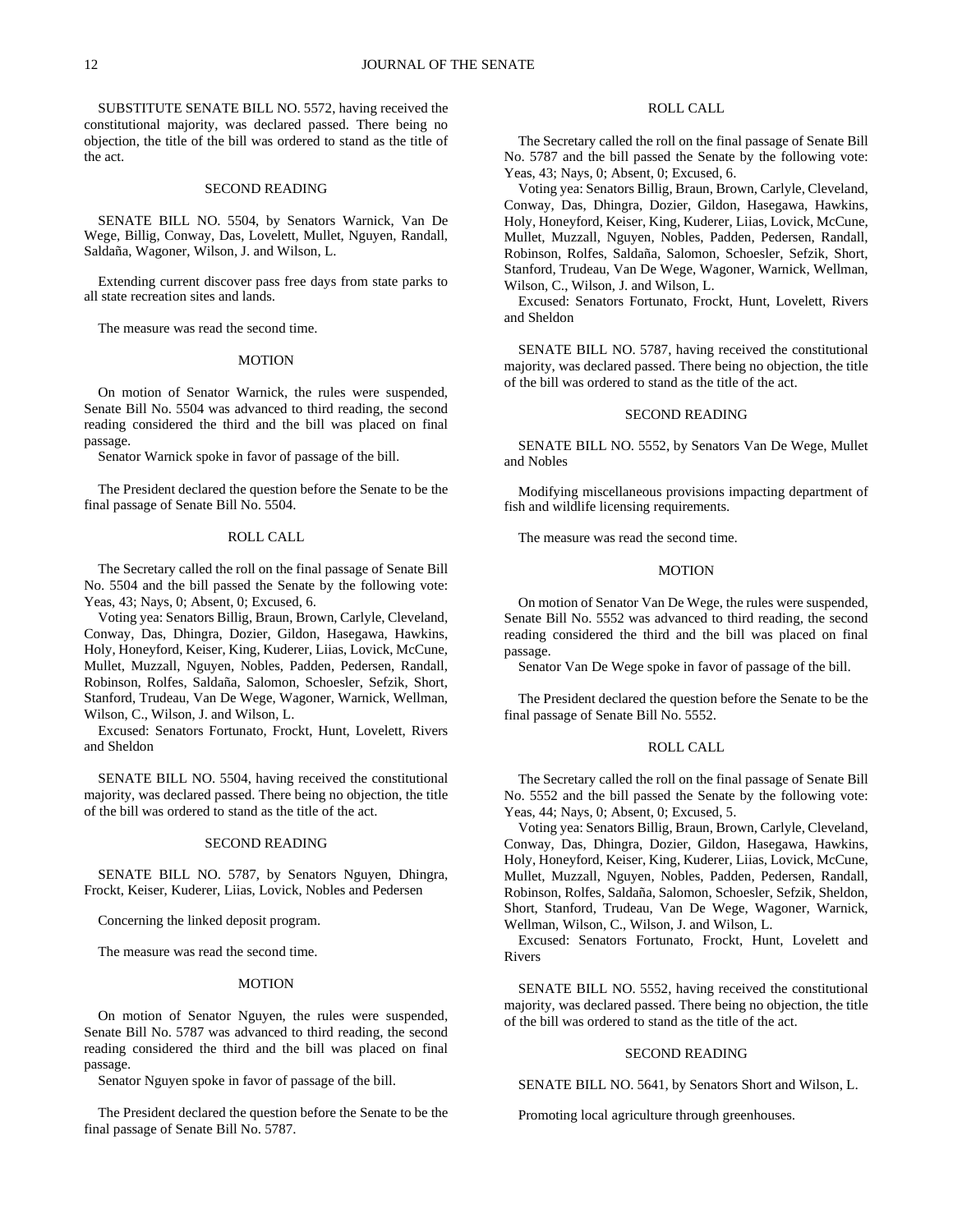SUBSTITUTE SENATE BILL NO. 5572, having received the constitutional majority, was declared passed. There being no objection, the title of the bill was ordered to stand as the title of the act.

### SECOND READING

SENATE BILL NO. 5504, by Senators Warnick, Van De Wege, Billig, Conway, Das, Lovelett, Mullet, Nguyen, Randall, Saldaña, Wagoner, Wilson, J. and Wilson, L.

Extending current discover pass free days from state parks to all state recreation sites and lands.

The measure was read the second time.

### MOTION

On motion of Senator Warnick, the rules were suspended, Senate Bill No. 5504 was advanced to third reading, the second reading considered the third and the bill was placed on final passage.

Senator Warnick spoke in favor of passage of the bill.

The President declared the question before the Senate to be the final passage of Senate Bill No. 5504.

### ROLL CALL

The Secretary called the roll on the final passage of Senate Bill No. 5504 and the bill passed the Senate by the following vote: Yeas, 43; Nays, 0; Absent, 0; Excused, 6.

Voting yea: Senators Billig, Braun, Brown, Carlyle, Cleveland, Conway, Das, Dhingra, Dozier, Gildon, Hasegawa, Hawkins, Holy, Honeyford, Keiser, King, Kuderer, Liias, Lovick, McCune, Mullet, Muzzall, Nguyen, Nobles, Padden, Pedersen, Randall, Robinson, Rolfes, Saldaña, Salomon, Schoesler, Sefzik, Short, Stanford, Trudeau, Van De Wege, Wagoner, Warnick, Wellman, Wilson, C., Wilson, J. and Wilson, L.

Excused: Senators Fortunato, Frockt, Hunt, Lovelett, Rivers and Sheldon

SENATE BILL NO. 5504, having received the constitutional majority, was declared passed. There being no objection, the title of the bill was ordered to stand as the title of the act.

### SECOND READING

SENATE BILL NO. 5787, by Senators Nguyen, Dhingra, Frockt, Keiser, Kuderer, Liias, Lovick, Nobles and Pedersen

Concerning the linked deposit program.

The measure was read the second time.

### MOTION

On motion of Senator Nguyen, the rules were suspended, Senate Bill No. 5787 was advanced to third reading, the second reading considered the third and the bill was placed on final passage.

Senator Nguyen spoke in favor of passage of the bill.

The President declared the question before the Senate to be the final passage of Senate Bill No. 5787.

### ROLL CALL

The Secretary called the roll on the final passage of Senate Bill No. 5787 and the bill passed the Senate by the following vote: Yeas, 43; Nays, 0; Absent, 0; Excused, 6.

Voting yea: Senators Billig, Braun, Brown, Carlyle, Cleveland, Conway, Das, Dhingra, Dozier, Gildon, Hasegawa, Hawkins, Holy, Honeyford, Keiser, King, Kuderer, Liias, Lovick, McCune, Mullet, Muzzall, Nguyen, Nobles, Padden, Pedersen, Randall, Robinson, Rolfes, Saldaña, Salomon, Schoesler, Sefzik, Short, Stanford, Trudeau, Van De Wege, Wagoner, Warnick, Wellman, Wilson, C., Wilson, J. and Wilson, L.

Excused: Senators Fortunato, Frockt, Hunt, Lovelett, Rivers and Sheldon

SENATE BILL NO. 5787, having received the constitutional majority, was declared passed. There being no objection, the title of the bill was ordered to stand as the title of the act.

### SECOND READING

SENATE BILL NO. 5552, by Senators Van De Wege, Mullet and Nobles

Modifying miscellaneous provisions impacting department of fish and wildlife licensing requirements.

The measure was read the second time.

### MOTION

On motion of Senator Van De Wege, the rules were suspended, Senate Bill No. 5552 was advanced to third reading, the second reading considered the third and the bill was placed on final passage.

Senator Van De Wege spoke in favor of passage of the bill.

The President declared the question before the Senate to be the final passage of Senate Bill No. 5552.

### ROLL CALL

The Secretary called the roll on the final passage of Senate Bill No. 5552 and the bill passed the Senate by the following vote: Yeas, 44; Nays, 0; Absent, 0; Excused, 5.

Voting yea: Senators Billig, Braun, Brown, Carlyle, Cleveland, Conway, Das, Dhingra, Dozier, Gildon, Hasegawa, Hawkins, Holy, Honeyford, Keiser, King, Kuderer, Liias, Lovick, McCune, Mullet, Muzzall, Nguyen, Nobles, Padden, Pedersen, Randall, Robinson, Rolfes, Saldaña, Salomon, Schoesler, Sefzik, Sheldon, Short, Stanford, Trudeau, Van De Wege, Wagoner, Warnick, Wellman, Wilson, C., Wilson, J. and Wilson, L.

Excused: Senators Fortunato, Frockt, Hunt, Lovelett and Rivers

SENATE BILL NO. 5552, having received the constitutional majority, was declared passed. There being no objection, the title of the bill was ordered to stand as the title of the act.

### SECOND READING

SENATE BILL NO. 5641, by Senators Short and Wilson, L.

Promoting local agriculture through greenhouses.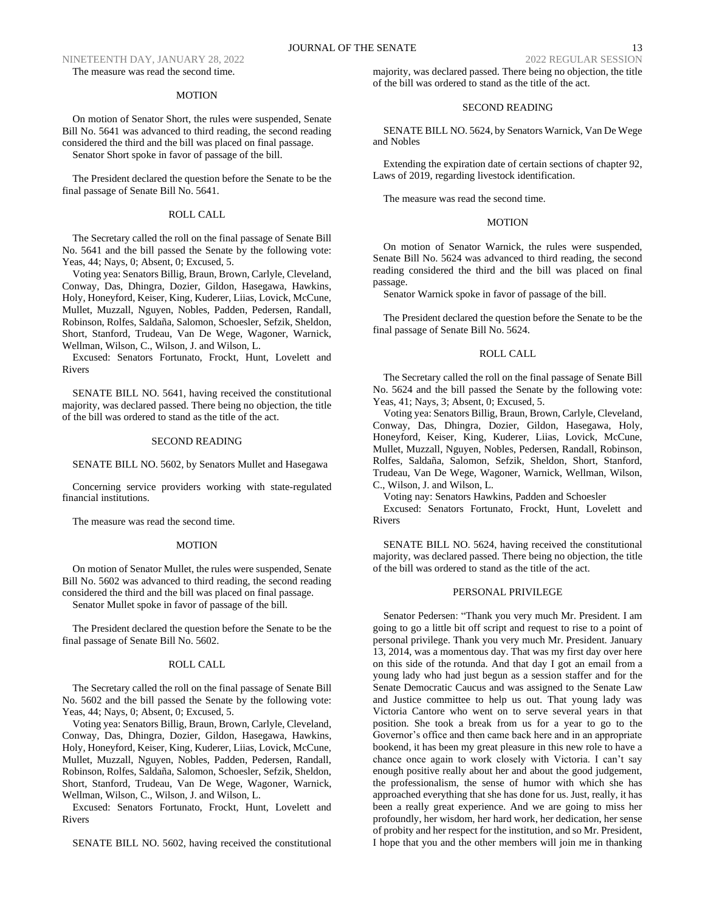The measure was read the second time.

MOTION

On motion of Senator Short, the rules were suspended, Senate Bill No. 5641 was advanced to third reading, the second reading considered the third and the bill was placed on final passage.

Senator Short spoke in favor of passage of the bill.

The President declared the question before the Senate to be the final passage of Senate Bill No. 5641.

ROLL CALL

The Secretary called the roll on the final passage of Senate Bill No. 5641 and the bill passed the Senate by the following vote: Yeas, 44; Nays, 0; Absent, 0; Excused, 5.

Voting yea: Senators Billig, Braun, Brown, Carlyle, Cleveland, Conway, Das, Dhingra, Dozier, Gildon, Hasegawa, Hawkins, Holy, Honeyford, Keiser, King, Kuderer, Liias, Lovick, McCune, Mullet, Muzzall, Nguyen, Nobles, Padden, Pedersen, Randall, Robinson, Rolfes, Saldaña, Salomon, Schoesler, Sefzik, Sheldon, Short, Stanford, Trudeau, Van De Wege, Wagoner, Warnick, Wellman, Wilson, C., Wilson, J. and Wilson, L.

Excused: Senators Fortunato, Frockt, Hunt, Lovelett and Rivers

SENATE BILL NO. 5641, having received the constitutional majority, was declared passed. There being no objection, the title of the bill was ordered to stand as the title of the act.

SECOND READING

SENATE BILL NO. 5602, by Senators Mullet and Hasegawa

Concerning service providers working with state-regulated financial institutions.

The measure was read the second time.

MOTION

On motion of Senator Mullet, the rules were suspended, Senate Bill No. 5602 was advanced to third reading, the second reading considered the third and the bill was placed on final passage.

Senator Mullet spoke in favor of passage of the bill.

The President declared the question before the Senate to be the final passage of Senate Bill No. 5602.

ROLL CALL

The Secretary called the roll on the final passage of Senate Bill No. 5602 and the bill passed the Senate by the following vote: Yeas, 44; Nays, 0; Absent, 0; Excused, 5.

Voting yea: Senators Billig, Braun, Brown, Carlyle, Cleveland, Conway, Das, Dhingra, Dozier, Gildon, Hasegawa, Hawkins, Holy, Honeyford, Keiser, King, Kuderer, Liias, Lovick, McCune, Mullet, Muzzall, Nguyen, Nobles, Padden, Pedersen, Randall, Robinson, Rolfes, Saldaña, Salomon, Schoesler, Sefzik, Sheldon, Short, Stanford, Trudeau, Van De Wege, Wagoner, Warnick, Wellman, Wilson, C., Wilson, J. and Wilson, L.

Excused: Senators Fortunato, Frockt, Hunt, Lovelett and Rivers

SENATE BILL NO. 5602, having received the constitutional majority, was declared passed. There being no objection, the title of the bill was ordered to stand as the title of the act.

SECOND READING

SENATE BILL NO. 5624, by Senators Warnick, Van De Wege and Nobles

Extending the expiration date of certain sections of chapter 92, Laws of 2019, regarding livestock identification.

The measure was read the second time.

MOTION

On motion of Senator Warnick, the rules were suspended, Senate Bill No. 5624 was advanced to third reading, the second reading considered the third and the bill was placed on final passage.

Senator Warnick spoke in favor of passage of the bill.

The President declared the question before the Senate to be the final passage of Senate Bill No. 5624.

ROLL CALL

The Secretary called the roll on the final passage of Senate Bill No. 5624 and the bill passed the Senate by the following vote: Yeas, 41; Nays, 3; Absent, 0; Excused, 5.

Voting yea: Senators Billig, Braun, Brown, Carlyle, Cleveland, Conway, Das, Dhingra, Dozier, Gildon, Hasegawa, Holy, Honeyford, Keiser, King, Kuderer, Liias, Lovick, McCune, Mullet, Muzzall, Nguyen, Nobles, Pedersen, Randall, Robinson, Rolfes, Saldaña, Salomon, Sefzik, Sheldon, Short, Stanford, Trudeau, Van De Wege, Wagoner, Warnick, Wellman, Wilson, C., Wilson, J. and Wilson, L.

Voting nay: Senators Hawkins, Padden and Schoesler

Excused: Senators Fortunato, Frockt, Hunt, Lovelett and Rivers

SENATE BILL NO. 5624, having received the constitutional majority, was declared passed. There being no objection, the title of the bill was ordered to stand as the title of the act.

PERSONAL PRIVILEGE

Senator Pedersen: "Thank you very much Mr. President. I am going to go a little bit off script and request to rise to a point of personal privilege. Thank you very much Mr. President. January 13, 2014, was a momentous day. That was my first day over here on this side of the rotunda. And that day I got an email from a young lady who had just begun as a session staffer and for the Senate Democratic Caucus and was assigned to the Senate Law and Justice committee to help us out. That young lady was Victoria Cantore who went on to serve several years in that position. She took a break from us for a year to go to the Governor's office and then came back here and in an appropriate bookend, it has been my great pleasure in this new role to have a chance once again to work closely with Victoria. I can't say enough positive really about her and about the good judgement, the professionalism, the sense of humor with which she has approached everything that she has done for us. Just, really, it has been a really great experience. And we are going to miss her profoundly, her wisdom, her hard work, her dedication, her sense of probity and her respect for the institution, and so Mr. President, I hope that you and the other members will join me in thanking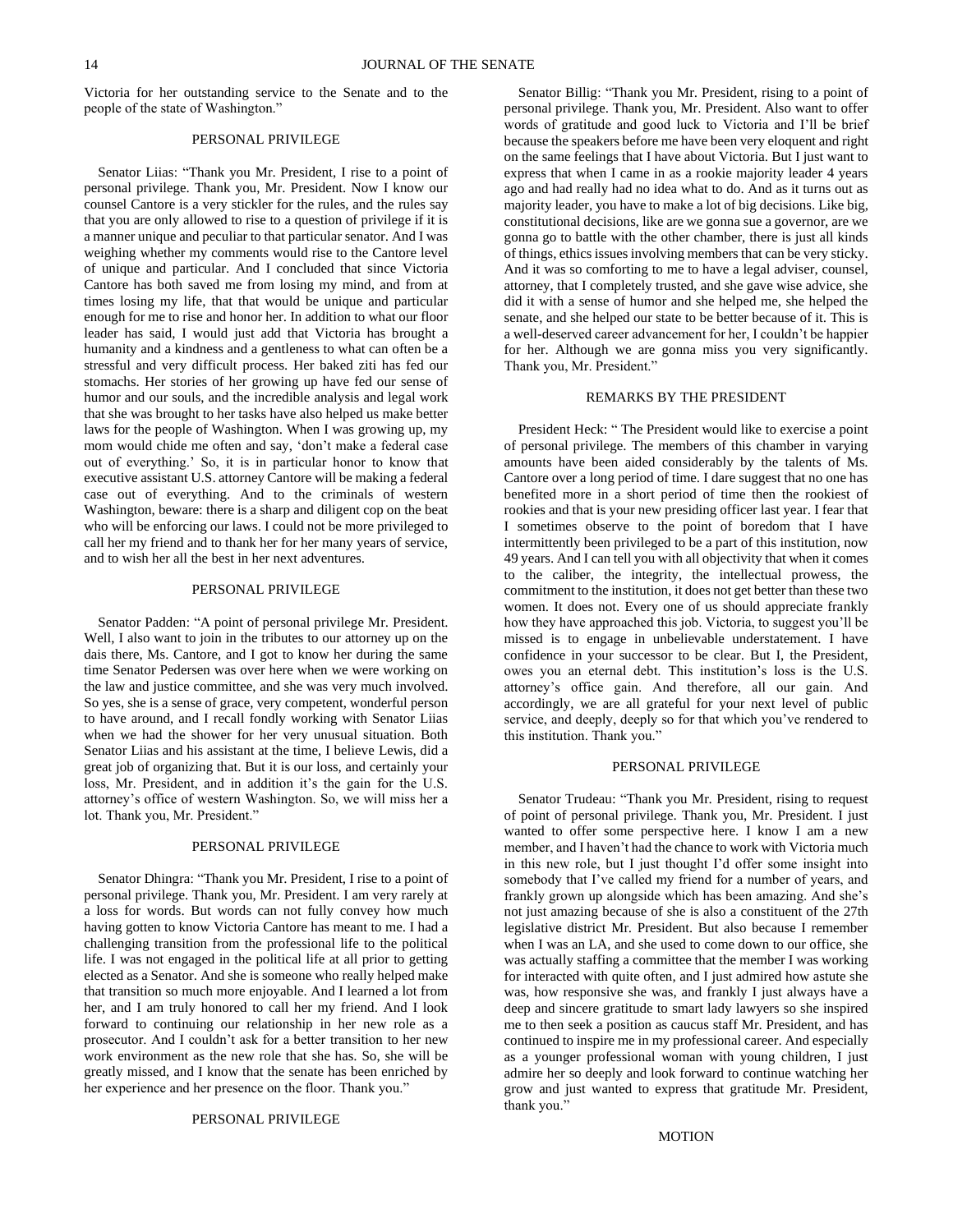Victoria for her outstanding service to the Senate and to the people of the state of Washington."

### PERSONAL PRIVILEGE

Senator Liias: "Thank you Mr. President, I rise to a point of personal privilege. Thank you, Mr. President. Now I know our counsel Cantore is a very stickler for the rules, and the rules say that you are only allowed to rise to a question of privilege if it is a manner unique and peculiar to that particular senator. And I was weighing whether my comments would rise to the Cantore level of unique and particular. And I concluded that since Victoria Cantore has both saved me from losing my mind, and from at times losing my life, that that would be unique and particular enough for me to rise and honor her. In addition to what our floor leader has said, I would just add that Victoria has brought a humanity and a kindness and a gentleness to what can often be a stressful and very difficult process. Her baked ziti has fed our stomachs. Her stories of her growing up have fed our sense of humor and our souls, and the incredible analysis and legal work that she was brought to her tasks have also helped us make better laws for the people of Washington. When I was growing up, my mom would chide me often and say, 'don't make a federal case out of everything.' So, it is in particular honor to know that executive assistant U.S. attorney Cantore will be making a federal case out of everything. And to the criminals of western Washington, beware: there is a sharp and diligent cop on the beat who will be enforcing our laws. I could not be more privileged to call her my friend and to thank her for her many years of service, and to wish her all the best in her next adventures.

### PERSONAL PRIVILEGE

Senator Padden: "A point of personal privilege Mr. President. Well, I also want to join in the tributes to our attorney up on the dais there, Ms. Cantore, and I got to know her during the same time Senator Pedersen was over here when we were working on the law and justice committee, and she was very much involved. So yes, she is a sense of grace, very competent, wonderful person to have around, and I recall fondly working with Senator Liias when we had the shower for her very unusual situation. Both Senator Liias and his assistant at the time, I believe Lewis, did a great job of organizing that. But it is our loss, and certainly your loss, Mr. President, and in addition it's the gain for the U.S. attorney's office of western Washington. So, we will miss her a lot. Thank you, Mr. President."

### PERSONAL PRIVILEGE

Senator Dhingra: "Thank you Mr. President, I rise to a point of personal privilege. Thank you, Mr. President. I am very rarely at a loss for words. But words can not fully convey how much having gotten to know Victoria Cantore has meant to me. I had a challenging transition from the professional life to the political life. I was not engaged in the political life at all prior to getting elected as a Senator. And she is someone who really helped make that transition so much more enjoyable. And I learned a lot from her, and I am truly honored to call her my friend. And I look forward to continuing our relationship in her new role as a prosecutor. And I couldn't ask for a better transition to her new work environment as the new role that she has. So, she will be greatly missed, and I know that the senate has been enriched by her experience and her presence on the floor. Thank you."

### PERSONAL PRIVILEGE

Senator Billig: "Thank you Mr. President, rising to a point of personal privilege. Thank you, Mr. President. Also want to offer words of gratitude and good luck to Victoria and I'll be brief because the speakers before me have been very eloquent and right on the same feelings that I have about Victoria. But I just want to express that when I came in as a rookie majority leader 4 years ago and had really had no idea what to do. And as it turns out as majority leader, you have to make a lot of big decisions. Like big, constitutional decisions, like are we gonna sue a governor, are we gonna go to battle with the other chamber, there is just all kinds of things, ethics issues involving members that can be very sticky. And it was so comforting to me to have a legal adviser, counsel, attorney, that I completely trusted, and she gave wise advice, she did it with a sense of humor and she helped me, she helped the senate, and she helped our state to be better because of it. This is a well-deserved career advancement for her, I couldn't be happier for her. Although we are gonna miss you very significantly. Thank you, Mr. President."

### REMARKS BY THE PRESIDENT

President Heck: " The President would like to exercise a point of personal privilege. The members of this chamber in varying amounts have been aided considerably by the talents of Ms. Cantore over a long period of time. I dare suggest that no one has benefited more in a short period of time then the rookiest of rookies and that is your new presiding officer last year. I fear that I sometimes observe to the point of boredom that I have intermittently been privileged to be a part of this institution, now 49 years. And I can tell you with all objectivity that when it comes to the caliber, the integrity, the intellectual prowess, the commitment to the institution, it does not get better than these two women. It does not. Every one of us should appreciate frankly how they have approached this job. Victoria, to suggest you'll be missed is to engage in unbelievable understatement. I have confidence in your successor to be clear. But I, the President, owes you an eternal debt. This institution's loss is the U.S. attorney's office gain. And therefore, all our gain. And accordingly, we are all grateful for your next level of public service, and deeply, deeply so for that which you've rendered to this institution. Thank you."

### PERSONAL PRIVILEGE

Senator Trudeau: "Thank you Mr. President, rising to request of point of personal privilege. Thank you, Mr. President. I just wanted to offer some perspective here. I know I am a new member, and I haven't had the chance to work with Victoria much in this new role, but I just thought I'd offer some insight into somebody that I've called my friend for a number of years, and frankly grown up alongside which has been amazing. And she's not just amazing because of she is also a constituent of the 27th legislative district Mr. President. But also because I remember when I was an LA, and she used to come down to our office, she was actually staffing a committee that the member I was working for interacted with quite often, and I just admired how astute she was, how responsive she was, and frankly I just always have a deep and sincere gratitude to smart lady lawyers so she inspired me to then seek a position as caucus staff Mr. President, and has continued to inspire me in my professional career. And especially as a younger professional woman with young children, I just admire her so deeply and look forward to continue watching her grow and just wanted to express that gratitude Mr. President, thank you."

### MOTION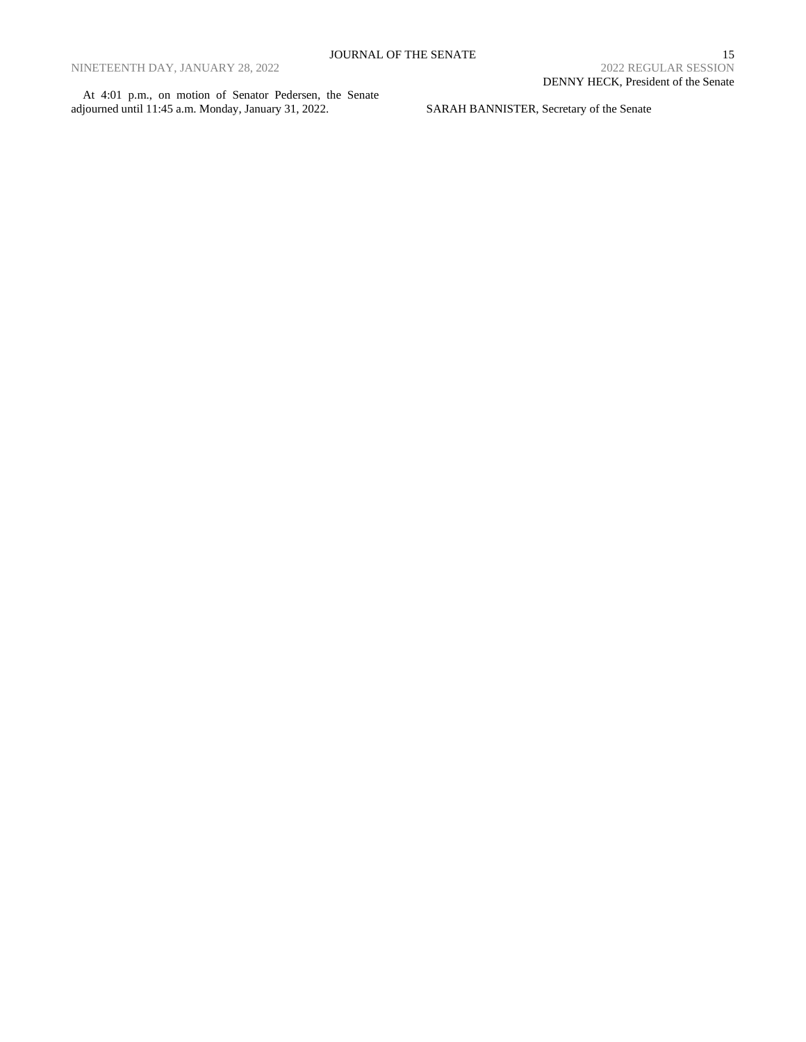At 4:01 p.m., on motion of Senator Pedersen, the Senate adjourned until 11:45 a.m. Monday, January 31, 2022.

DENNY HECK, President of the Senate

SARAH BANNISTER, Secretary of the Senate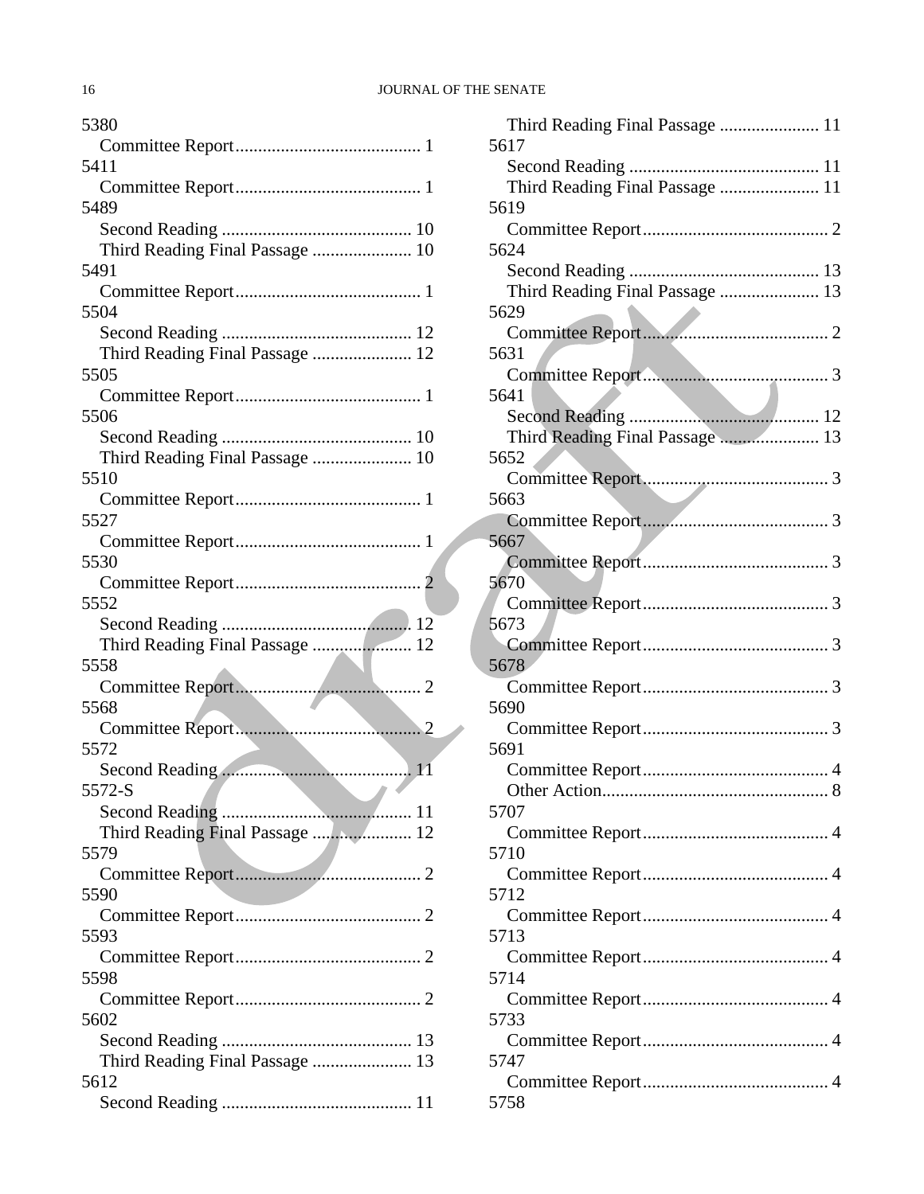5380
    Committee Report......................................... 1
5411
    Committee Report......................................... 1
5489
    Second Reading .......................................... 10
    Third Reading Final Passage ...................... 10
5491
    Committee Report......................................... 1
5504
    Second Reading .......................................... 12
    Third Reading Final Passage ...................... 12
5505
    Committee Report......................................... 1
5506
    Second Reading .......................................... 10
    Third Reading Final Passage ...................... 10
5510
    Committee Report......................................... 1
5527
    Committee Report......................................... 1
5530
    Committee Report......................................... 2
5552
    Second Reading .......................................... 12
    Third Reading Final Passage ...................... 12
5558
    Committee Report......................................... 2
5568
    Committee Report......................................... 2
5572
    Second Reading .......................................... 11
5572-S
    Second Reading .......................................... 11
    Third Reading Final Passage ...................... 12
5579
    Committee Report......................................... 2
5590
    Committee Report......................................... 2
5593
    Committee Report......................................... 2
5598
    Committee Report......................................... 2
5602
    Second Reading .......................................... 13
    Third Reading Final Passage ...................... 13
5612
    Second Reading .......................................... 11
    Third Reading Final Passage ...................... 11
5617
    Second Reading .......................................... 11
    Third Reading Final Passage ...................... 11
5619
    Committee Report......................................... 2
5624
    Second Reading .......................................... 13
    Third Reading Final Passage ...................... 13
5629
    Committee Report......................................... 2
5631
    Committee Report......................................... 3
5641
    Second Reading .......................................... 12
    Third Reading Final Passage ...................... 13
5652
    Committee Report......................................... 3
5663
    Committee Report......................................... 3
5667
    Committee Report......................................... 3
5670
    Committee Report......................................... 3
5673
    Committee Report......................................... 3
5678
    Committee Report......................................... 3
5690
    Committee Report......................................... 3
5691
    Committee Report......................................... 4
    Other Action................................................. 8
5707
    Committee Report......................................... 4
5710
    Committee Report......................................... 4
5712
    Committee Report......................................... 4
5713
    Committee Report......................................... 4
5714
    Committee Report......................................... 4
5733
    Committee Report......................................... 4
5747
    Committee Report......................................... 4
5758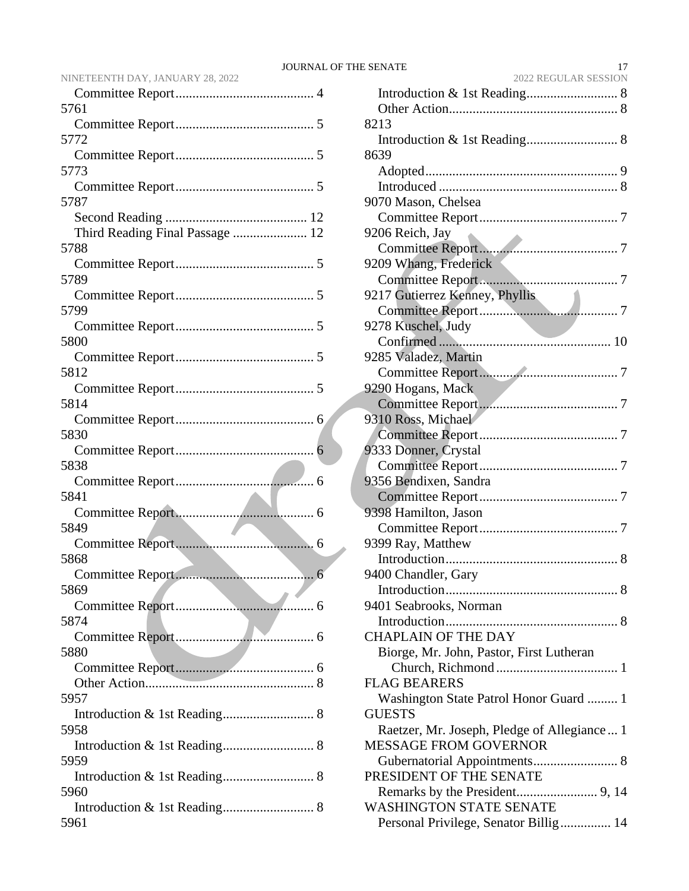Committee Report......................................... 4

5761

Committee Report......................................... 5

5772

Committee Report......................................... 5

5773

Committee Report......................................... 5

5787

Second Reading .......................................... 12

Third Reading Final Passage ...................... 12

5788

Committee Report......................................... 5

5789

Committee Report......................................... 5

5799

Committee Report......................................... 5

5800

Committee Report......................................... 5

5812

Committee Report......................................... 5

5814

Committee Report......................................... 6

5830

Committee Report......................................... 6

5838

Committee Report......................................... 6

5841

Committee Report......................................... 6

5849

Committee Report......................................... 6

5868

Committee Report......................................... 6

5869

Committee Report......................................... 6

5874

Committee Report......................................... 6

5880

Committee Report......................................... 6

Other Action.................................................. 8

5957

Introduction & 1st Reading........................... 8

5958

Introduction & 1st Reading........................... 8

5959

Introduction & 1st Reading........................... 8

5960

Introduction & 1st Reading........................... 8

5961

Introduction & 1st Reading........................... 8

Other Action.................................................. 8

8213

Introduction & 1st Reading........................... 8

8639

Adopted......................................................... 9

Introduced ..................................................... 8

9070 Mason, Chelsea

Committee Report......................................... 7

9206 Reich, Jay

Committee Report......................................... 7

9209 Whang, Frederick

Committee Report......................................... 7

9217 Gutierrez Kenney, Phyllis

Committee Report......................................... 7

9278 Kuschel, Judy

Confirmed .................................................... 10

9285 Valadez, Martin

Committee Report......................................... 7

9290 Hogans, Mack

Committee Report......................................... 7

9310 Ross, Michael

Committee Report......................................... 7

9333 Donner, Crystal

Committee Report......................................... 7

9356 Bendixen, Sandra

Committee Report......................................... 7

9398 Hamilton, Jason

Committee Report......................................... 7

9399 Ray, Matthew

Introduction................................................... 8

9400 Chandler, Gary

Introduction................................................... 8

9401 Seabrooks, Norman

Introduction................................................... 8

CHAPLAIN OF THE DAY

Biorge, Mr. John, Pastor, First Lutheran Church, Richmond .................................... 1

FLAG BEARERS

Washington State Patrol Honor Guard ......... 1

GUESTS

Raetzer, Mr. Joseph, Pledge of Allegiance ... 1

MESSAGE FROM GOVERNOR

Gubernatorial Appointments......................... 8

PRESIDENT OF THE SENATE

Remarks by the President........................ 9, 14

WASHINGTON STATE SENATE

Personal Privilege, Senator Billig............... 14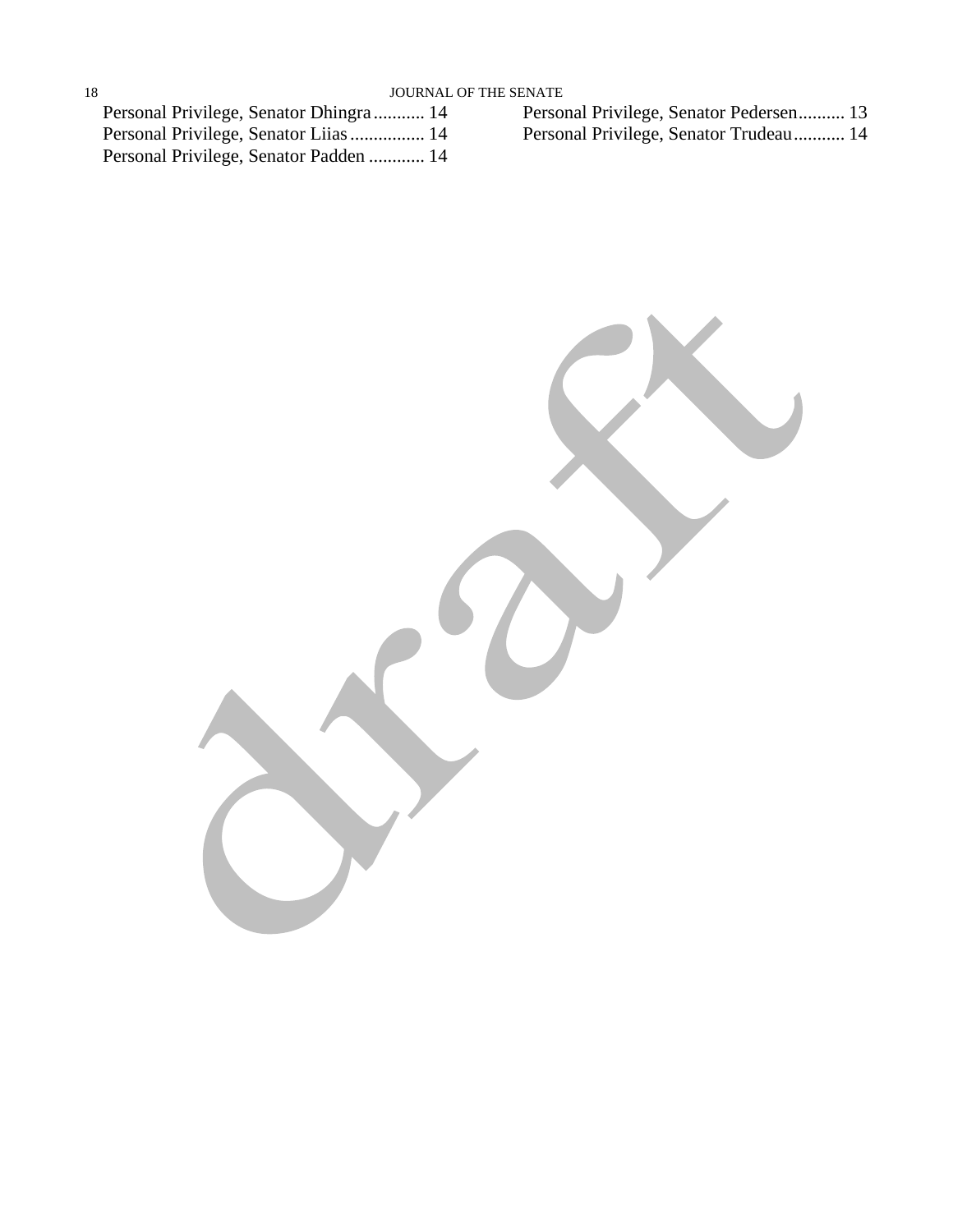Personal Privilege, Senator Dhingra........... 14
Personal Privilege, Senator Liias................ 14
Personal Privilege, Senator Padden ............ 14
Personal Privilege, Senator Pedersen.......... 13
Personal Privilege, Senator Trudeau........... 14